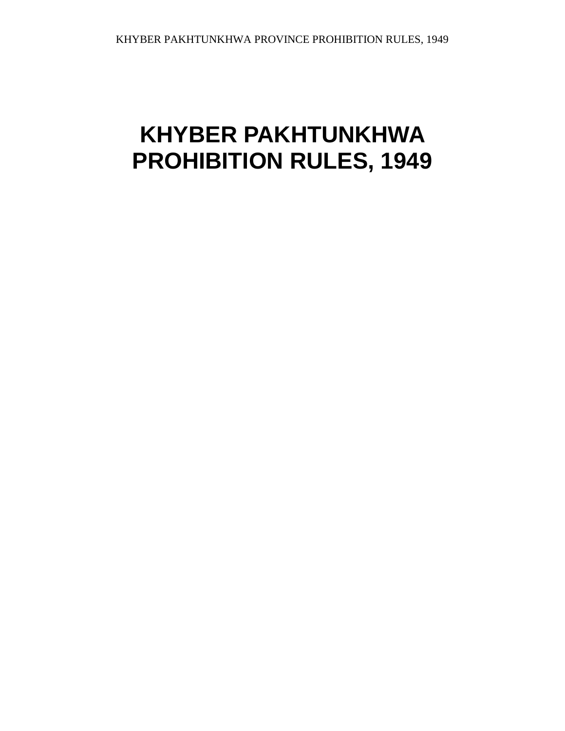# KHYBER PAKHTUNKHWA PROHIBITION RULES, 1949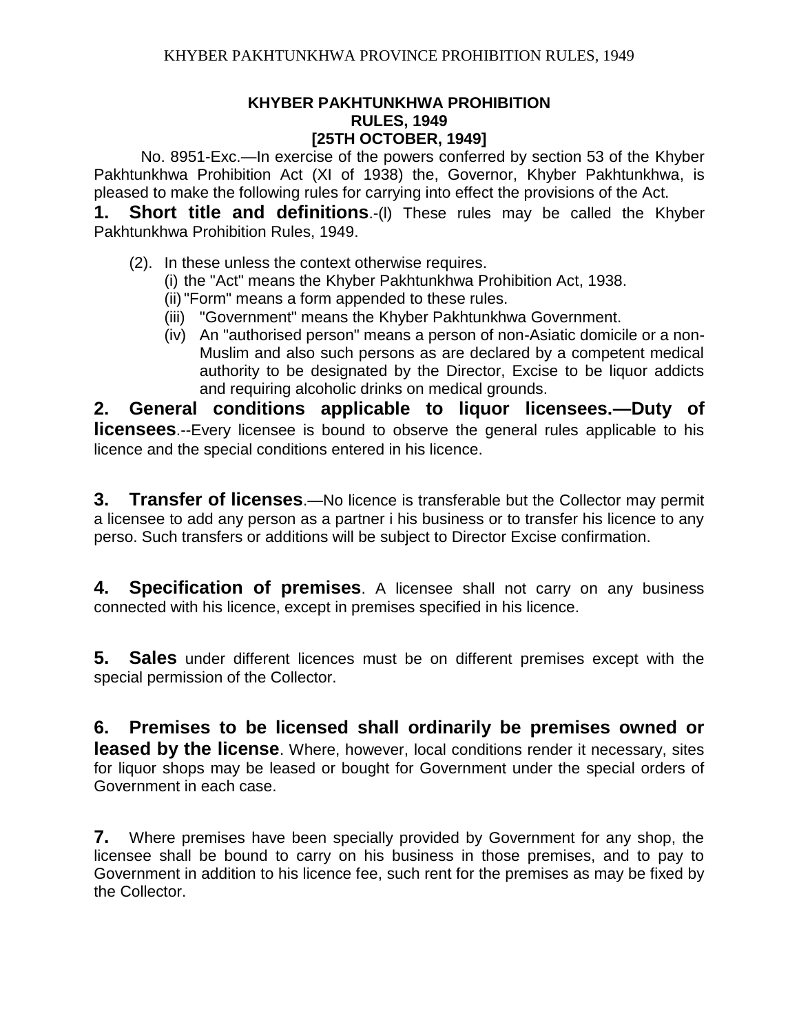# KHYBER PAKHTUNKHWA PROHIBITION RULES, 1949

**[25TH OCTOBER, 1949]**

No. 8951-Exc.—In exercise of the powers conferred by section 53 of the Khyber Pakhtunkhwa Prohibition Act (XI of 1938) the, Governor, Khyber Pakhtunkhwa, is pleased to make the following rules for carrying into effect the provisions of the Act.

**1. Short title and definitions**.-(l) These rules may be called the Khyber Pakhtunkhwa Prohibition Rules, 1949.

(2). In these unless the context otherwise requires.

- (i) the "Act" means the Khyber Pakhtunkhwa Prohibition Act, 1938.
- (ii) "Form" means a form appended to these rules.
- (iii) "Government" means the Khyber Pakhtunkhwa Government.
- (iv) An "authorised person" means a person of non-Asiatic domicile or a non-Muslim and also such persons as are declared by a competent medical authority to be designated by the Director, Excise to be liquor addicts and requiring alcoholic drinks on medical grounds.

**2. General conditions applicable to liquor licensees.—Duty of licensees**.--Every licensee is bound to observe the general rules applicable to his licence and the special conditions entered in his licence.

**3. Transfer of licenses**.—No licence is transferable but the Collector may permit a licensee to add any person as a partner i his business or to transfer his licence to any perso. Such transfers or additions will be subject to Director Excise confirmation.

**4. Specification of premises**. A licensee shall not carry on any business connected with his licence, except in premises specified in his licence.

**5. Sales** under different licences must be on different premises except with the special permission of the Collector.

**6. Premises to be licensed shall ordinarily be premises owned or leased by the license**. Where, however, local conditions render it necessary, sites for liquor shops may be leased or bought for Government under the special orders of Government in each case.

**7.** Where premises have been specially provided by Government for any shop, the licensee shall be bound to carry on his business in those premises, and to pay to Government in addition to his licence fee, such rent for the premises as may be fixed by the Collector.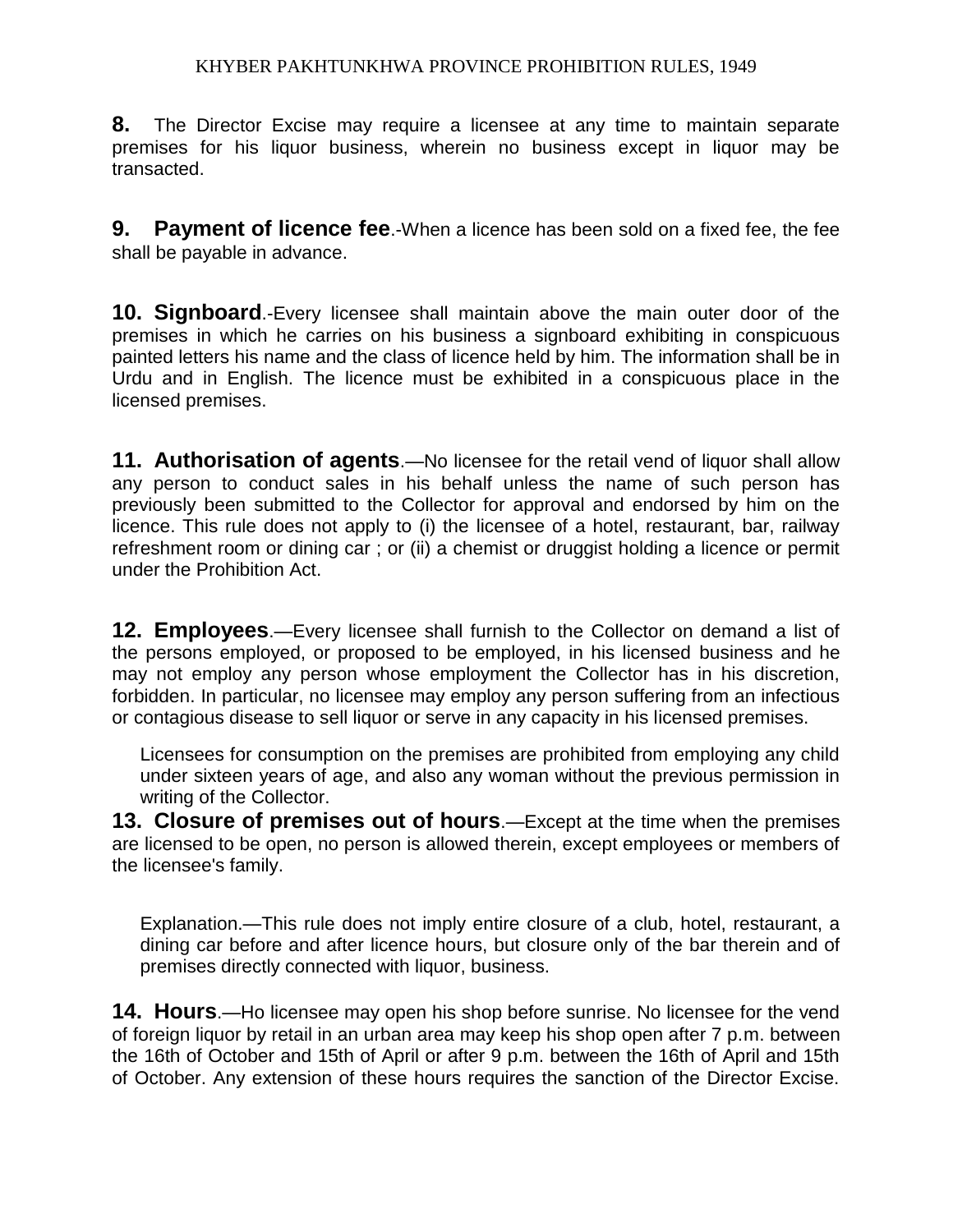**8.** The Director Excise may require a licensee at any time to maintain separate premises for his liquor business, wherein no business except in liquor may be transacted.

**9. Payment of licence fee**.-When a licence has been sold on a fixed fee, the fee shall be payable in advance.

**10. Signboard**.-Every licensee shall maintain above the main outer door of the premises in which he carries on his business a signboard exhibiting in conspicuous painted letters his name and the class of licence held by him. The information shall be in Urdu and in English. The licence must be exhibited in a conspicuous place in the licensed premises.

**11. Authorisation of agents**.—No licensee for the retail vend of liquor shall allow any person to conduct sales in his behalf unless the name of such person has previously been submitted to the Collector for approval and endorsed by him on the licence. This rule does not apply to (i) the licensee of a hotel, restaurant, bar, railway refreshment room or dining car ; or (ii) a chemist or druggist holding a licence or permit under the Prohibition Act.

**12. Employees**.—Every licensee shall furnish to the Collector on demand a list of the persons employed, or proposed to be employed, in his licensed business and he may not employ any person whose employment the Collector has in his discretion, forbidden. In particular, no licensee may employ any person suffering from an infectious or contagious disease to sell liquor or serve in any capacity in his licensed premises.

Licensees for consumption on the premises are prohibited from employing any child under sixteen years of age, and also any woman without the previous permission in writing of the Collector.

**13. Closure of premises out of hours**.—Except at the time when the premises are licensed to be open, no person is allowed therein, except employees or members of the licensee's family.

Explanation.—This rule does not imply entire closure of a club, hotel, restaurant, a dining car before and after licence hours, but closure only of the bar therein and of premises directly connected with liquor, business.

**14. Hours**.—Ho licensee may open his shop before sunrise. No licensee for the vend of foreign liquor by retail in an urban area may keep his shop open after 7 p.m. between the 16th of October and 15th of April or after 9 p.m. between the 16th of April and 15th of October. Any extension of these hours requires the sanction of the Director Excise.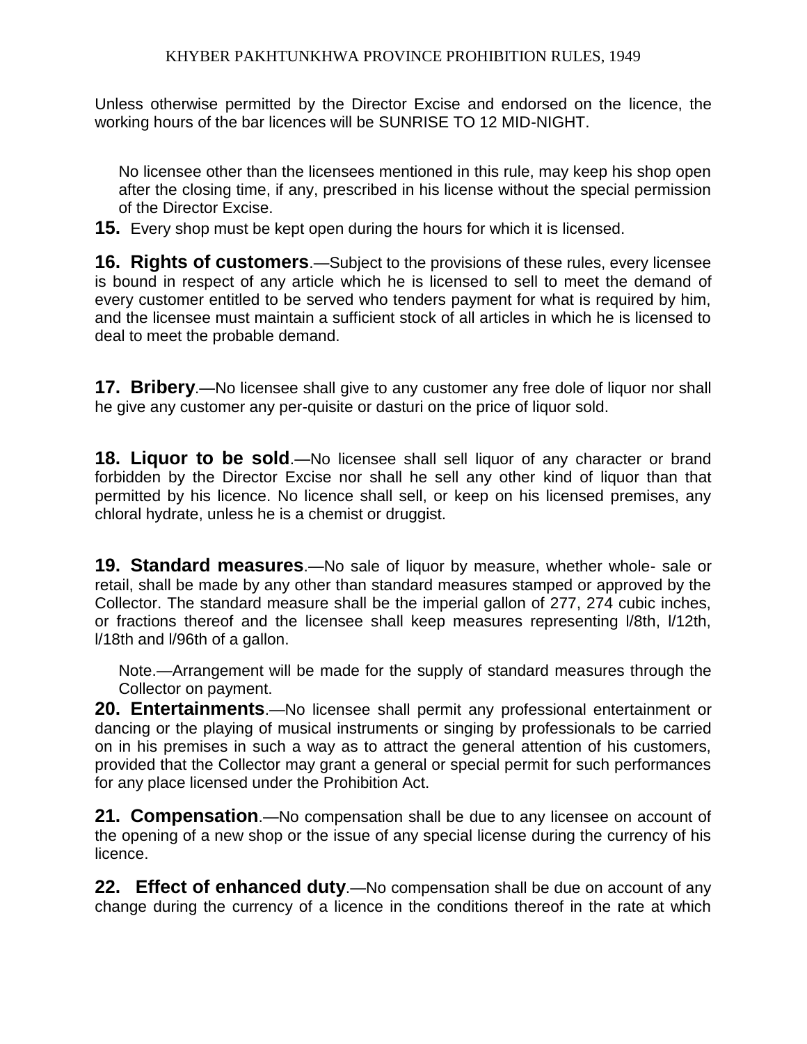Unless otherwise permitted by the Director Excise and endorsed on the licence, the working hours of the bar licences will be SUNRISE TO 12 MID-NIGHT.

No licensee other than the licensees mentioned in this rule, may keep his shop open after the closing time, if any, prescribed in his license without the special permission of the Director Excise.

**15.** Every shop must be kept open during the hours for which it is licensed.

**16. Rights of customers**.—Subject to the provisions of these rules, every licensee is bound in respect of any article which he is licensed to sell to meet the demand of every customer entitled to be served who tenders payment for what is required by him, and the licensee must maintain a sufficient stock of all articles in which he is licensed to deal to meet the probable demand.

**17. Bribery**.—No licensee shall give to any customer any free dole of liquor nor shall he give any customer any per-quisite or dasturi on the price of liquor sold.

**18. Liquor to be sold**.—No licensee shall sell liquor of any character or brand forbidden by the Director Excise nor shall he sell any other kind of liquor than that permitted by his licence. No licence shall sell, or keep on his licensed premises, any chloral hydrate, unless he is a chemist or druggist.

**19. Standard measures**.—No sale of liquor by measure, whether whole- sale or retail, shall be made by any other than standard measures stamped or approved by the Collector. The standard measure shall be the imperial gallon of 277, 274 cubic inches, or fractions thereof and the licensee shall keep measures representing l/8th, l/12th, l/18th and l/96th of a gallon.

Note.—Arrangement will be made for the supply of standard measures through the Collector on payment.

**20. Entertainments**.—No licensee shall permit any professional entertainment or dancing or the playing of musical instruments or singing by professionals to be carried on in his premises in such a way as to attract the general attention of his customers, provided that the Collector may grant a general or special permit for such performances for any place licensed under the Prohibition Act.

**21. Compensation**.—No compensation shall be due to any licensee on account of the opening of a new shop or the issue of any special license during the currency of his licence.

**22. Effect of enhanced duty**.—No compensation shall be due on account of any change during the currency of a licence in the conditions thereof in the rate at which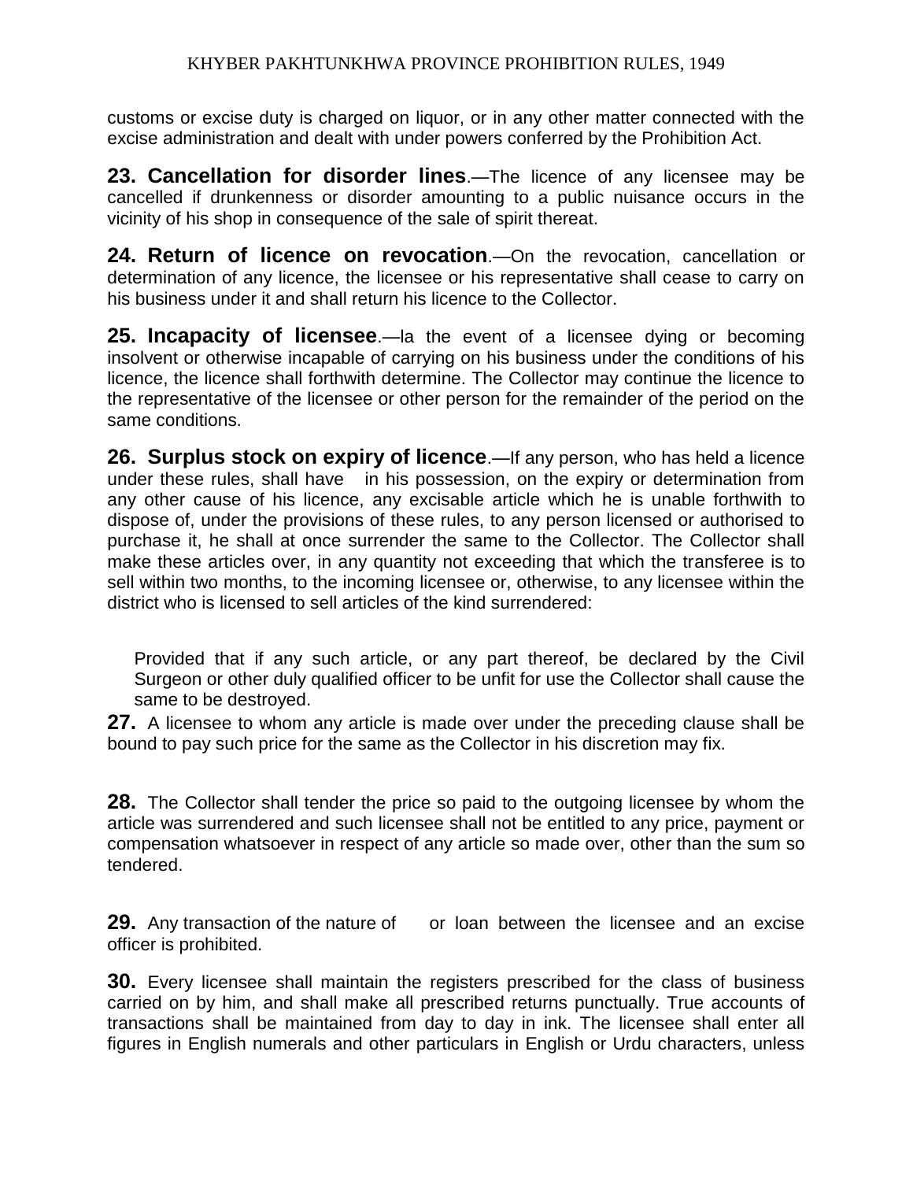customs or excise duty is charged on liquor, or in any other matter connected with the excise administration and dealt with under powers conferred by the Prohibition Act.

**23. Cancellation for disorder lines**.—The licence of any licensee may be cancelled if drunkenness or disorder amounting to a public nuisance occurs in the vicinity of his shop in consequence of the sale of spirit thereat.

**24. Return of licence on revocation**.—On the revocation, cancellation or determination of any licence, the licensee or his representative shall cease to carry on his business under it and shall return his licence to the Collector.

**25. Incapacity of licensee**.—la the event of a licensee dying or becoming insolvent or otherwise incapable of carrying on his business under the conditions of his licence, the licence shall forthwith determine. The Collector may continue the licence to the representative of the licensee or other person for the remainder of the period on the same conditions.

**26. Surplus stock on expiry of licence**.—If any person, who has held a licence under these rules, shall have in his possession, on the expiry or determination from any other cause of his licence, any excisable article which he is unable forthwith to dispose of, under the provisions of these rules, to any person licensed or authorised to purchase it, he shall at once surrender the same to the Collector. The Collector shall make these articles over, in any quantity not exceeding that which the transferee is to sell within two months, to the incoming licensee or, otherwise, to any licensee within the district who is licensed to sell articles of the kind surrendered:

Provided that if any such article, or any part thereof, be declared by the Civil Surgeon or other duly qualified officer to be unfit for use the Collector shall cause the same to be destroyed.

**27.** A licensee to whom any article is made over under the preceding clause shall be bound to pay such price for the same as the Collector in his discretion may fix.

**28.** The Collector shall tender the price so paid to the outgoing licensee by whom the article was surrendered and such licensee shall not be entitled to any price, payment or compensation whatsoever in respect of any article so made over, other than the sum so tendered.

**29.** Any transaction of the nature of or loan between the licensee and an excise officer is prohibited.

**30.** Every licensee shall maintain the registers prescribed for the class of business carried on by him, and shall make all prescribed returns punctually. True accounts of transactions shall be maintained from day to day in ink. The licensee shall enter all figures in English numerals and other particulars in English or Urdu characters, unless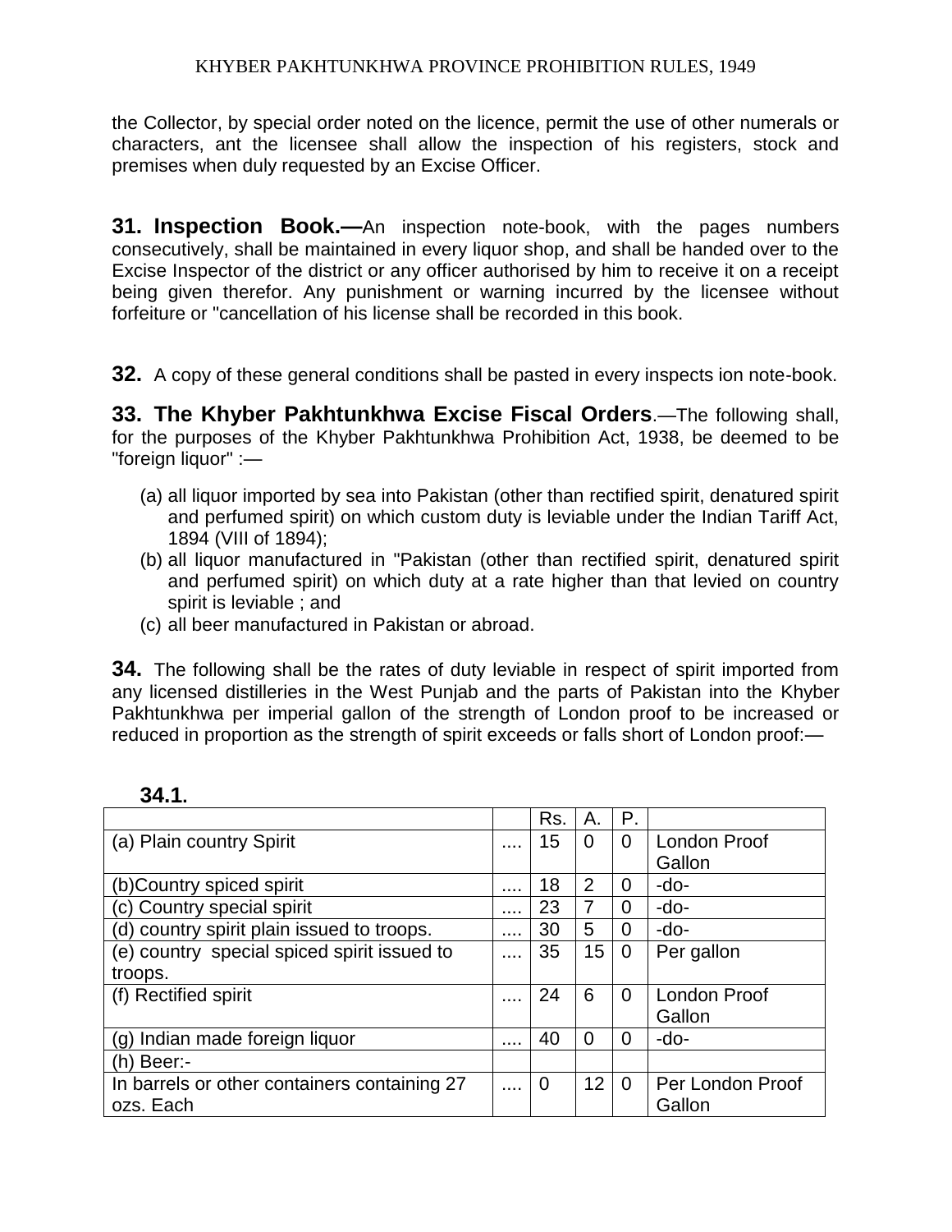the Collector, by special order noted on the licence, permit the use of other numerals or characters, ant the licensee shall allow the inspection of his registers, stock and premises when duly requested by an Excise Officer.

**31. Inspection Book.—**An inspection note-book, with the pages numbers consecutively, shall be maintained in every liquor shop, and shall be handed over to the Excise Inspector of the district or any officer authorised by him to receive it on a receipt being given therefor. Any punishment or warning incurred by the licensee without forfeiture or "cancellation of his license shall be recorded in this book.

**32.** A copy of these general conditions shall be pasted in every inspects ion note-book.

**33. The Khyber Pakhtunkhwa Excise Fiscal Orders**.—The following shall, for the purposes of the Khyber Pakhtunkhwa Prohibition Act, 1938, be deemed to be "foreign liquor" :—

(a) all liquor imported by sea into Pakistan (other than rectified spirit, denatured spirit and perfumed spirit) on which custom duty is leviable under the Indian Tariff Act, 1894 (VIII of 1894);
(b) all liquor manufactured in "Pakistan (other than rectified spirit, denatured spirit and perfumed spirit) on which duty at a rate higher than that levied on country spirit is leviable ; and
(c) all beer manufactured in Pakistan or abroad.

**34.** The following shall be the rates of duty leviable in respect of spirit imported from any licensed distilleries in the West Punjab and the parts of Pakistan into the Khyber Pakhtunkhwa per imperial gallon of the strength of London proof to be increased or reduced in proportion as the strength of spirit exceeds or falls short of London proof:—

**34.1.**

| | | Rs. | A. | P. | |
|---|---|---|---|---|---|
| (a) Plain country Spirit | .... | 15 | 0 | 0 | London Proof Gallon |
| (b)Country spiced spirit | .... | 18 | 2 | 0 | -do- |
| (c) Country special spirit | .... | 23 | 7 | 0 | -do- |
| (d) country spirit plain issued to troops. | .... | 30 | 5 | 0 | -do- |
| (e) country special spiced spirit issued to troops. | .... | 35 | 15 | 0 | Per gallon |
| (f) Rectified spirit | .... | 24 | 6 | 0 | London Proof Gallon |
| (g) Indian made foreign liquor | .... | 40 | 0 | 0 | -do- |
| (h) Beer:- | | | | | |
| In barrels or other containers containing 27 ozs. Each | .... | 0 | 12 | 0 | Per London Proof Gallon |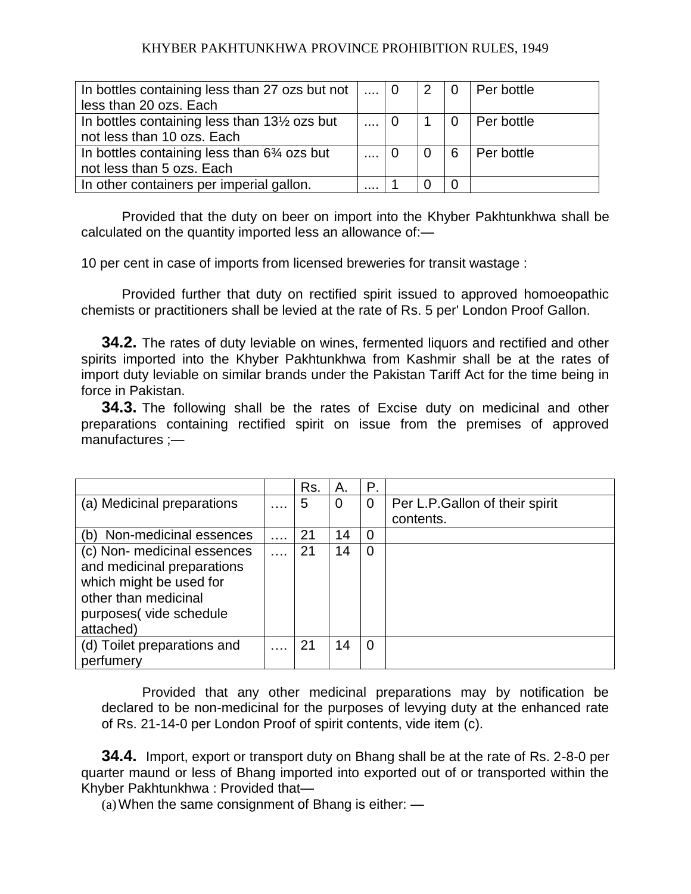| | | | | | |
|---|---|---|---|---|---|
| In bottles containing less than 27 ozs but not less than 20 ozs. Each | .... | 0 | 2 | 0 | Per bottle |
| In bottles containing less than 13½ ozs but not less than 10 ozs. Each | .... | 0 | 1 | 0 | Per bottle |
| In bottles containing less than 6¾ ozs but not less than 5 ozs. Each | .... | 0 | 0 | 6 | Per bottle |
| In other containers per imperial gallon. | .... | 1 | 0 | 0 | |

Provided that the duty on beer on import into the Khyber Pakhtunkhwa shall be calculated on the quantity imported less an allowance of:—

10 per cent in case of imports from licensed breweries for transit wastage :

Provided further that duty on rectified spirit issued to approved homoeopathic chemists or practitioners shall be levied at the rate of Rs. 5 per' London Proof Gallon.

**34.2.** The rates of duty leviable on wines, fermented liquors and rectified and other spirits imported into the Khyber Pakhtunkhwa from Kashmir shall be at the rates of import duty leviable on similar brands under the Pakistan Tariff Act for the time being in force in Pakistan.

**34.3.** The following shall be the rates of Excise duty on medicinal and other preparations containing rectified spirit on issue from the premises of approved manufactures ;—

| | | Rs. | A. | P. | |
|---|---|---|---|---|---|
| (a) Medicinal preparations | …. | 5 | 0 | 0 | Per L.P.Gallon of their spirit contents. |
| (b) Non-medicinal essences | …. | 21 | 14 | 0 | |
| (c) Non- medicinal essences and medicinal preparations which might be used for other than medicinal purposes( vide schedule attached) | …. | 21 | 14 | 0 | |
| (d) Toilet preparations and perfumery | …. | 21 | 14 | 0 | |

Provided that any other medicinal preparations may by notification be declared to be non-medicinal for the purposes of levying duty at the enhanced rate of Rs. 21-14-0 per London Proof of spirit contents, vide item (c).

**34.4.** Import, export or transport duty on Bhang shall be at the rate of Rs. 2-8-0 per quarter maund or less of Bhang imported into exported out of or transported within the Khyber Pakhtunkhwa : Provided that—

(a) When the same consignment of Bhang is either: —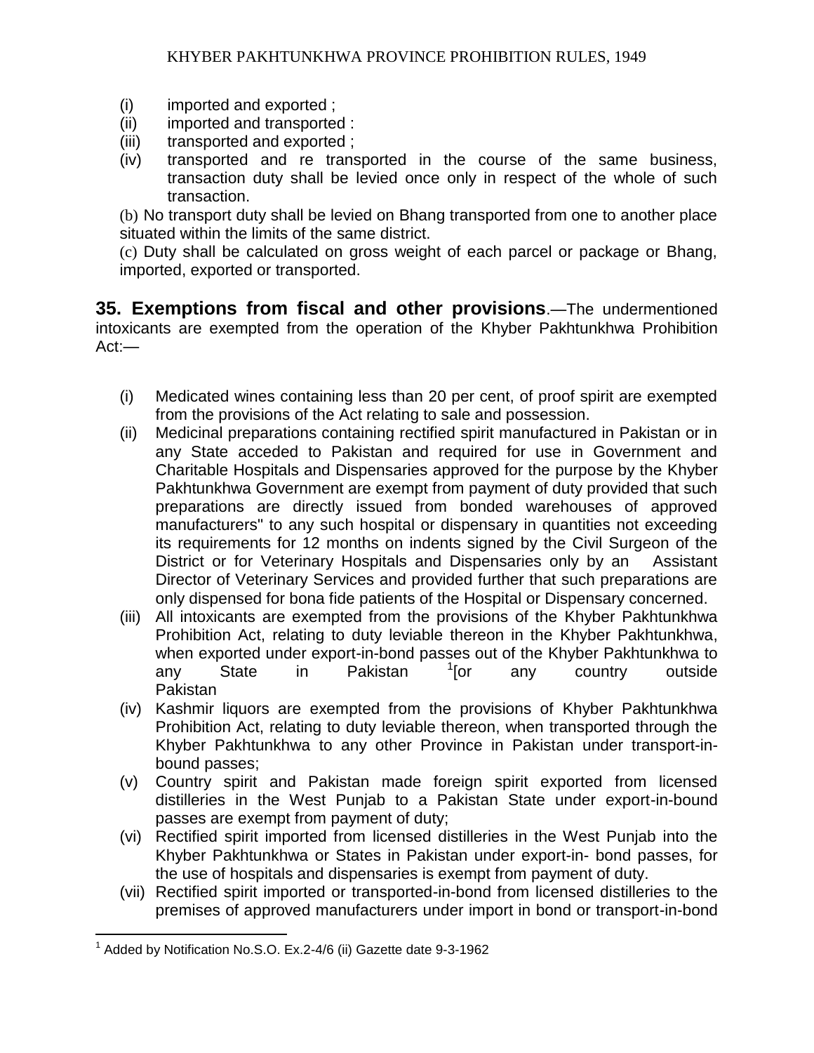(i) imported and exported ;
(ii) imported and transported :
(iii) transported and exported ;
(iv) transported and re transported in the course of the same business, transaction duty shall be levied once only in respect of the whole of such transaction.

(b) No transport duty shall be levied on Bhang transported from one to another place situated within the limits of the same district.

(c) Duty shall be calculated on gross weight of each parcel or package or Bhang, imported, exported or transported.

**35. Exemptions from fiscal and other provisions**.—The undermentioned intoxicants are exempted from the operation of the Khyber Pakhtunkhwa Prohibition Act:—

(i) Medicated wines containing less than 20 per cent, of proof spirit are exempted from the provisions of the Act relating to sale and possession.

(ii) Medicinal preparations containing rectified spirit manufactured in Pakistan or in any State acceded to Pakistan and required for use in Government and Charitable Hospitals and Dispensaries approved for the purpose by the Khyber Pakhtunkhwa Government are exempt from payment of duty provided that such preparations are directly issued from bonded warehouses of approved manufacturers" to any such hospital or dispensary in quantities not exceeding its requirements for 12 months on indents signed by the Civil Surgeon of the District or for Veterinary Hospitals and Dispensaries only by an Assistant Director of Veterinary Services and provided further that such preparations are only dispensed for bona fide patients of the Hospital or Dispensary concerned.

(iii) All intoxicants are exempted from the provisions of the Khyber Pakhtunkhwa Prohibition Act, relating to duty leviable thereon in the Khyber Pakhtunkhwa, when exported under export-in-bond passes out of the Khyber Pakhtunkhwa to any State in Pakistan [1][or any country outside Pakistan

(iv) Kashmir liquors are exempted from the provisions of Khyber Pakhtunkhwa Prohibition Act, relating to duty leviable thereon, when transported through the Khyber Pakhtunkhwa to any other Province in Pakistan under transport-in-bound passes;

(v) Country spirit and Pakistan made foreign spirit exported from licensed distilleries in the West Punjab to a Pakistan State under export-in-bound passes are exempt from payment of duty;

(vi) Rectified spirit imported from licensed distilleries in the West Punjab into the Khyber Pakhtunkhwa or States in Pakistan under export-in- bond passes, for the use of hospitals and dispensaries is exempt from payment of duty.

(vii) Rectified spirit imported or transported-in-bond from licensed distilleries to the premises of approved manufacturers under import in bond or transport-in-bond

---

[1] Added by Notification No.S.O. Ex.2-4/6 (ii) Gazette date 9-3-1962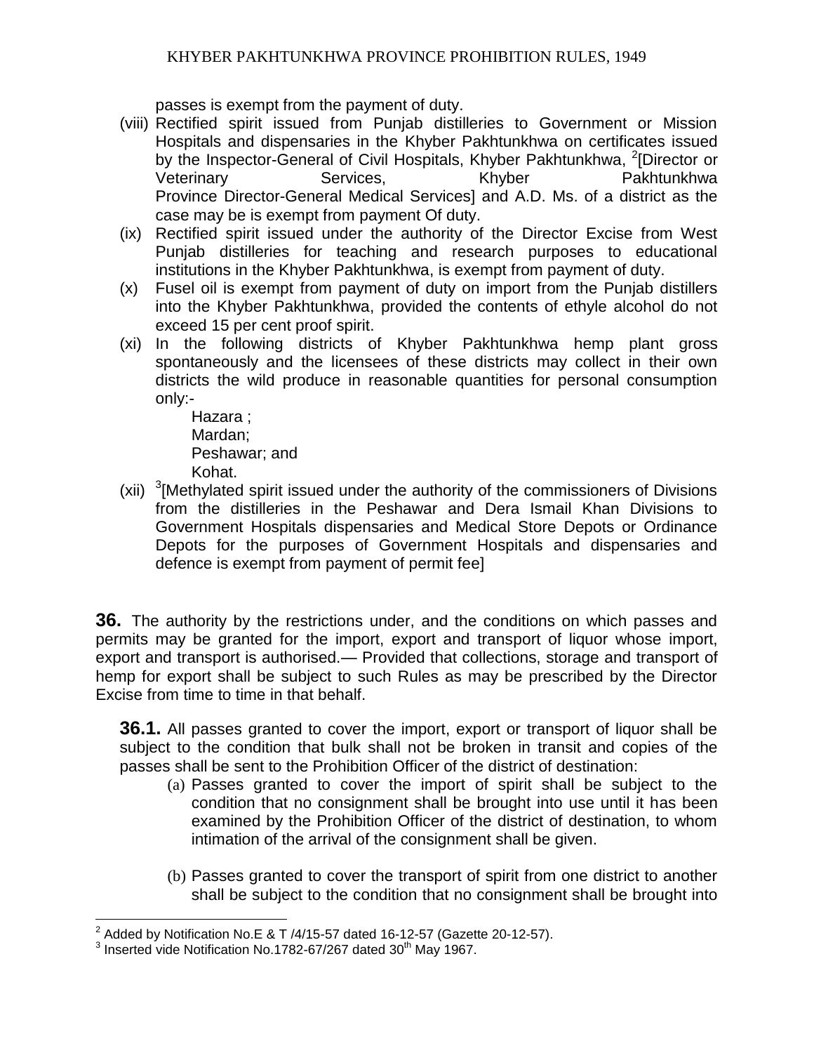passes is exempt from the payment of duty.

(viii) Rectified spirit issued from Punjab distilleries to Government or Mission Hospitals and dispensaries in the Khyber Pakhtunkhwa on certificates issued by the Inspector-General of Civil Hospitals, Khyber Pakhtunkhwa, [2][Director or Veterinary Services, Khyber Pakhtunkhwa Province Director-General Medical Services] and A.D. Ms. of a district as the case may be is exempt from payment Of duty.

(ix) Rectified spirit issued under the authority of the Director Excise from West Punjab distilleries for teaching and research purposes to educational institutions in the Khyber Pakhtunkhwa, is exempt from payment of duty.

(x) Fusel oil is exempt from payment of duty on import from the Punjab distillers into the Khyber Pakhtunkhwa, provided the contents of ethyle alcohol do not exceed 15 per cent proof spirit.

(xi) In the following districts of Khyber Pakhtunkhwa hemp plant gross spontaneously and the licensees of these districts may collect in their own districts the wild produce in reasonable quantities for personal consumption only:-

Hazara ;
Mardan;
Peshawar; and
Kohat.

(xii) [3][Methylated spirit issued under the authority of the commissioners of Divisions from the distilleries in the Peshawar and Dera Ismail Khan Divisions to Government Hospitals dispensaries and Medical Store Depots or Ordinance Depots for the purposes of Government Hospitals and dispensaries and defence is exempt from payment of permit fee]

**36.** The authority by the restrictions under, and the conditions on which passes and permits may be granted for the import, export and transport of liquor whose import, export and transport is authorised.— Provided that collections, storage and transport of hemp for export shall be subject to such Rules as may be prescribed by the Director Excise from time to time in that behalf.

**36.1.** All passes granted to cover the import, export or transport of liquor shall be subject to the condition that bulk shall not be broken in transit and copies of the passes shall be sent to the Prohibition Officer of the district of destination:

(a) Passes granted to cover the import of spirit shall be subject to the condition that no consignment shall be brought into use until it has been examined by the Prohibition Officer of the district of destination, to whom intimation of the arrival of the consignment shall be given.

(b) Passes granted to cover the transport of spirit from one district to another shall be subject to the condition that no consignment shall be brought into

---

[2] Added by Notification No.E & T /4/15-57 dated 16-12-57 (Gazette 20-12-57).

[3] Inserted vide Notification No.1782-67/267 dated 30th May 1967.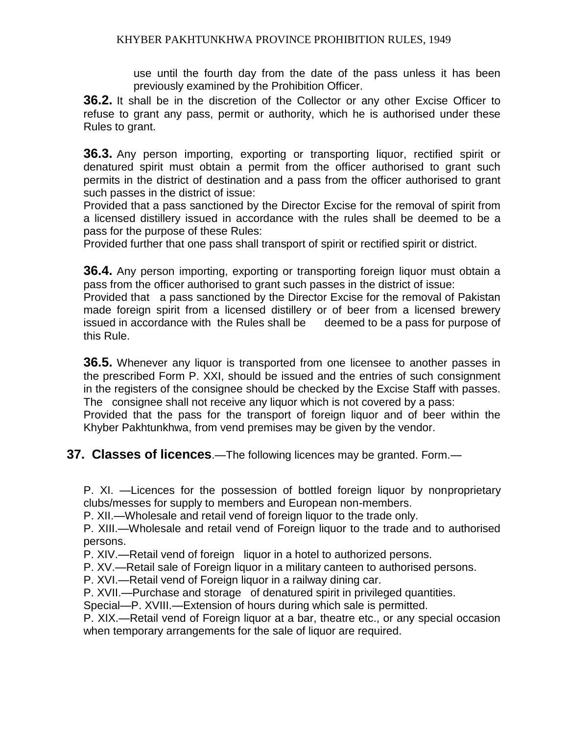use until the fourth day from the date of the pass unless it has been previously examined by the Prohibition Officer.

**36.2.** It shall be in the discretion of the Collector or any other Excise Officer to refuse to grant any pass, permit or authority, which he is authorised under these Rules to grant.

**36.3.** Any person importing, exporting or transporting liquor, rectified spirit or denatured spirit must obtain a permit from the officer authorised to grant such permits in the district of destination and a pass from the officer authorised to grant such passes in the district of issue:

Provided that a pass sanctioned by the Director Excise for the removal of spirit from a licensed distillery issued in accordance with the rules shall be deemed to be a pass for the purpose of these Rules:

Provided further that one pass shall transport of spirit or rectified spirit or district.

**36.4.** Any person importing, exporting or transporting foreign liquor must obtain a pass from the officer authorised to grant such passes in the district of issue:

Provided that a pass sanctioned by the Director Excise for the removal of Pakistan made foreign spirit from a licensed distillery or of beer from a licensed brewery issued in accordance with the Rules shall be deemed to be a pass for purpose of this Rule.

**36.5.** Whenever any liquor is transported from one licensee to another passes in the prescribed Form P. XXI, should be issued and the entries of such consignment in the registers of the consignee should be checked by the Excise Staff with passes. The consignee shall not receive any liquor which is not covered by a pass:

Provided that the pass for the transport of foreign liquor and of beer within the Khyber Pakhtunkhwa, from vend premises may be given by the vendor.

## 37. Classes of licences.—The following licences may be granted. Form.—

P. XI. —Licences for the possession of bottled foreign liquor by nonproprietary clubs/messes for supply to members and European non-members.

P. XII.—Wholesale and retail vend of foreign liquor to the trade only.

P. XIII.—Wholesale and retail vend of Foreign liquor to the trade and to authorised persons.

P. XIV.—Retail vend of foreign liquor in a hotel to authorized persons.

P. XV.—Retail sale of Foreign liquor in a military canteen to authorised persons.

P. XVI.—Retail vend of Foreign liquor in a railway dining car.

P. XVII.—Purchase and storage of denatured spirit in privileged quantities.

Special—P. XVIII.—Extension of hours during which sale is permitted.

P. XIX.—Retail vend of Foreign liquor at a bar, theatre etc., or any special occasion when temporary arrangements for the sale of liquor are required.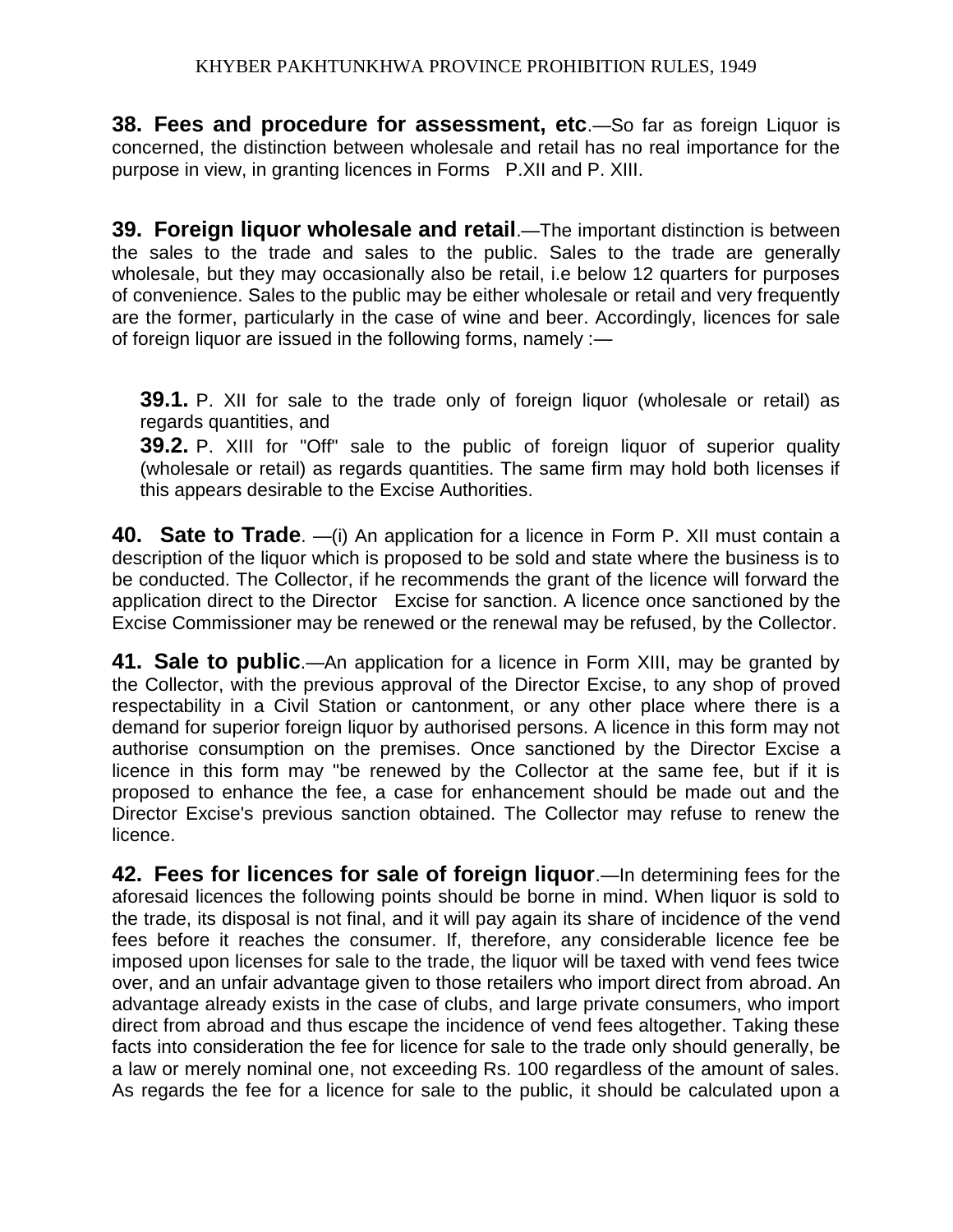**38. Fees and procedure for assessment, etc**.—So far as foreign Liquor is concerned, the distinction between wholesale and retail has no real importance for the purpose in view, in granting licences in Forms P.XII and P. XIII.

**39. Foreign liquor wholesale and retail**.—The important distinction is between the sales to the trade and sales to the public. Sales to the trade are generally wholesale, but they may occasionally also be retail, i.e below 12 quarters for purposes of convenience. Sales to the public may be either wholesale or retail and very frequently are the former, particularly in the case of wine and beer. Accordingly, licences for sale of foreign liquor are issued in the following forms, namely :—

**39.1.** P. XII for sale to the trade only of foreign liquor (wholesale or retail) as regards quantities, and

**39.2.** P. XIII for "Off" sale to the public of foreign liquor of superior quality (wholesale or retail) as regards quantities. The same firm may hold both licenses if this appears desirable to the Excise Authorities.

**40. Sate to Trade**. —(i) An application for a licence in Form P. XII must contain a description of the liquor which is proposed to be sold and state where the business is to be conducted. The Collector, if he recommends the grant of the licence will forward the application direct to the Director Excise for sanction. A licence once sanctioned by the Excise Commissioner may be renewed or the renewal may be refused, by the Collector.

**41. Sale to public**.—An application for a licence in Form XIII, may be granted by the Collector, with the previous approval of the Director Excise, to any shop of proved respectability in a Civil Station or cantonment, or any other place where there is a demand for superior foreign liquor by authorised persons. A licence in this form may not authorise consumption on the premises. Once sanctioned by the Director Excise a licence in this form may "be renewed by the Collector at the same fee, but if it is proposed to enhance the fee, a case for enhancement should be made out and the Director Excise's previous sanction obtained. The Collector may refuse to renew the licence.

**42. Fees for licences for sale of foreign liquor**.—In determining fees for the aforesaid licences the following points should be borne in mind. When liquor is sold to the trade, its disposal is not final, and it will pay again its share of incidence of the vend fees before it reaches the consumer. If, therefore, any considerable licence fee be imposed upon licenses for sale to the trade, the liquor will be taxed with vend fees twice over, and an unfair advantage given to those retailers who import direct from abroad. An advantage already exists in the case of clubs, and large private consumers, who import direct from abroad and thus escape the incidence of vend fees altogether. Taking these facts into consideration the fee for licence for sale to the trade only should generally, be a law or merely nominal one, not exceeding Rs. 100 regardless of the amount of sales. As regards the fee for a licence for sale to the public, it should be calculated upon a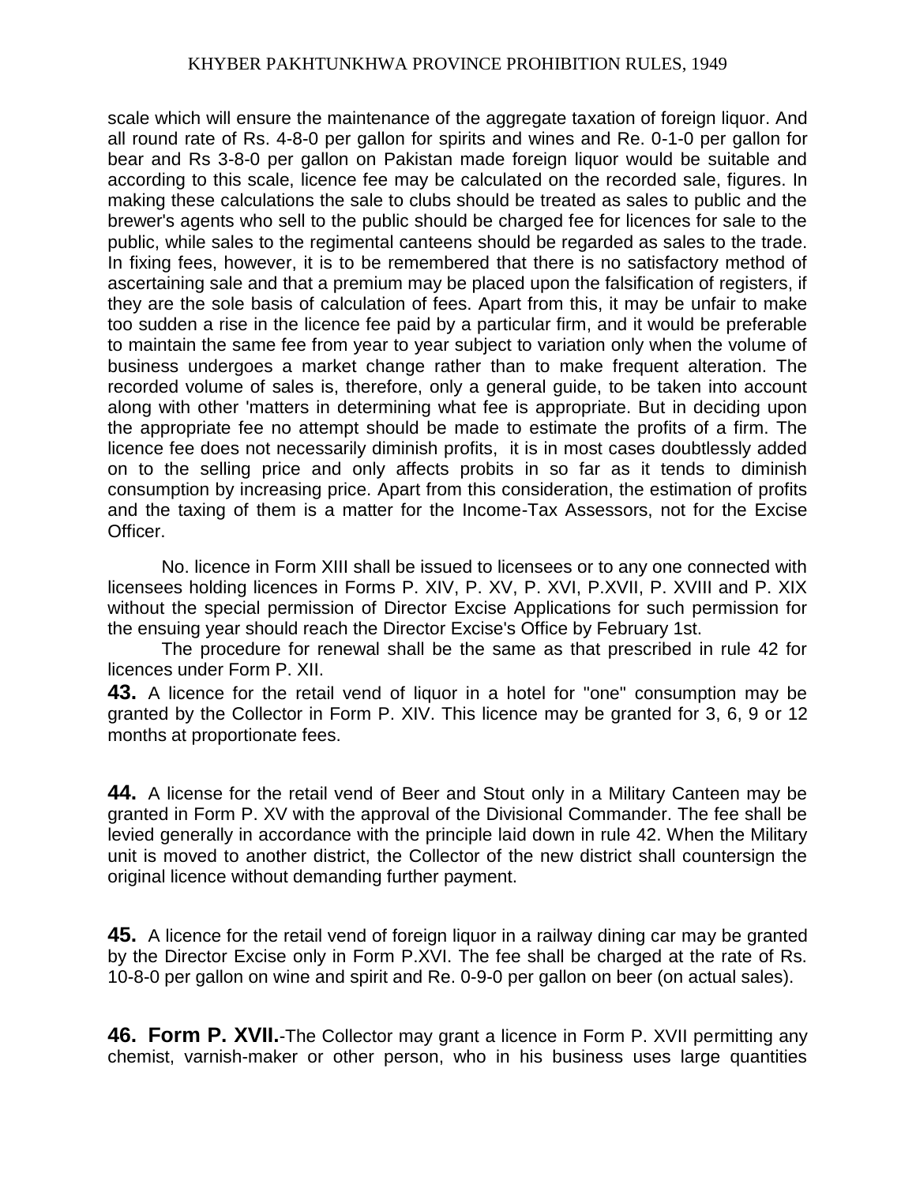scale which will ensure the maintenance of the aggregate taxation of foreign liquor. And all round rate of Rs. 4-8-0 per gallon for spirits and wines and Re. 0-1-0 per gallon for bear and Rs 3-8-0 per gallon on Pakistan made foreign liquor would be suitable and according to this scale, licence fee may be calculated on the recorded sale, figures. In making these calculations the sale to clubs should be treated as sales to public and the brewer's agents who sell to the public should be charged fee for licences for sale to the public, while sales to the regimental canteens should be regarded as sales to the trade. In fixing fees, however, it is to be remembered that there is no satisfactory method of ascertaining sale and that a premium may be placed upon the falsification of registers, if they are the sole basis of calculation of fees. Apart from this, it may be unfair to make too sudden a rise in the licence fee paid by a particular firm, and it would be preferable to maintain the same fee from year to year subject to variation only when the volume of business undergoes a market change rather than to make frequent alteration. The recorded volume of sales is, therefore, only a general guide, to be taken into account along with other 'matters in determining what fee is appropriate. But in deciding upon the appropriate fee no attempt should be made to estimate the profits of a firm. The licence fee does not necessarily diminish profits, it is in most cases doubtlessly added on to the selling price and only affects probits in so far as it tends to diminish consumption by increasing price. Apart from this consideration, the estimation of profits and the taxing of them is a matter for the Income-Tax Assessors, not for the Excise Officer.

No. licence in Form XIII shall be issued to licensees or to any one connected with licensees holding licences in Forms P. XIV, P. XV, P. XVI, P.XVII, P. XVIII and P. XIX without the special permission of Director Excise Applications for such permission for the ensuing year should reach the Director Excise's Office by February 1st.

The procedure for renewal shall be the same as that prescribed in rule 42 for licences under Form P. XII.

**43.** A licence for the retail vend of liquor in a hotel for "one" consumption may be granted by the Collector in Form P. XIV. This licence may be granted for 3, 6, 9 or 12 months at proportionate fees.

**44.** A license for the retail vend of Beer and Stout only in a Military Canteen may be granted in Form P. XV with the approval of the Divisional Commander. The fee shall be levied generally in accordance with the principle laid down in rule 42. When the Military unit is moved to another district, the Collector of the new district shall countersign the original licence without demanding further payment.

**45.** A licence for the retail vend of foreign liquor in a railway dining car may be granted by the Director Excise only in Form P.XVI. The fee shall be charged at the rate of Rs. 10-8-0 per gallon on wine and spirit and Re. 0-9-0 per gallon on beer (on actual sales).

**46. Form P. XVII.**-The Collector may grant a licence in Form P. XVII permitting any chemist, varnish-maker or other person, who in his business uses large quantities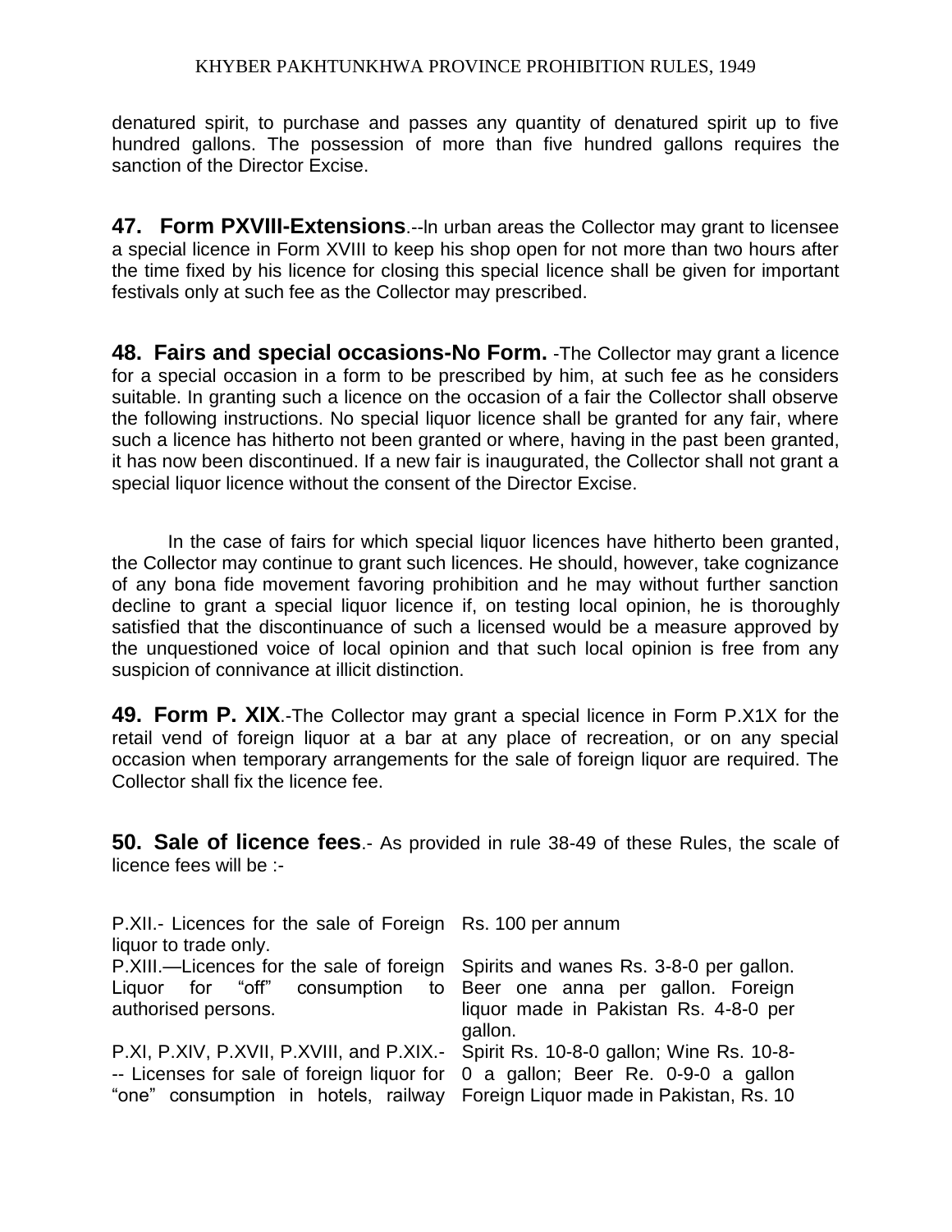denatured spirit, to purchase and passes any quantity of denatured spirit up to five hundred gallons. The possession of more than five hundred gallons requires the sanction of the Director Excise.

**47. Form PXVIII-Extensions**.--In urban areas the Collector may grant to licensee a special licence in Form XVIII to keep his shop open for not more than two hours after the time fixed by his licence for closing this special licence shall be given for important festivals only at such fee as the Collector may prescribed.

**48. Fairs and special occasions-No Form.** -The Collector may grant a licence for a special occasion in a form to be prescribed by him, at such fee as he considers suitable. In granting such a licence on the occasion of a fair the Collector shall observe the following instructions. No special liquor licence shall be granted for any fair, where such a licence has hitherto not been granted or where, having in the past been granted, it has now been discontinued. If a new fair is inaugurated, the Collector shall not grant a special liquor licence without the consent of the Director Excise.

In the case of fairs for which special liquor licences have hitherto been granted, the Collector may continue to grant such licences. He should, however, take cognizance of any bona fide movement favoring prohibition and he may without further sanction decline to grant a special liquor licence if, on testing local opinion, he is thoroughly satisfied that the discontinuance of such a licensed would be a measure approved by the unquestioned voice of local opinion and that such local opinion is free from any suspicion of connivance at illicit distinction.

**49. Form P. XIX**.-The Collector may grant a special licence in Form P.X1X for the retail vend of foreign liquor at a bar at any place of recreation, or on any special occasion when temporary arrangements for the sale of foreign liquor are required. The Collector shall fix the licence fee.

**50. Sale of licence fees**.- As provided in rule 38-49 of these Rules, the scale of licence fees will be :-

| | |
|---|---|
| P.XII.- Licences for the sale of Foreign liquor to trade only. | Rs. 100 per annum |
| P.XIII.—Licences for the sale of foreign Liquor for "off" consumption to authorised persons. | Spirits and wanes Rs. 3-8-0 per gallon. Beer one anna per gallon. Foreign liquor made in Pakistan Rs. 4-8-0 per gallon. |
| P.XI, P.XIV, P.XVII, P.XVIII, and P.XIX.--- Licenses for sale of foreign liquor for "one" consumption in hotels, railway | Spirit Rs. 10-8-0 gallon; Wine Rs. 10-8-0 a gallon; Beer Re. 0-9-0 a gallon Foreign Liquor made in Pakistan, Rs. 10 |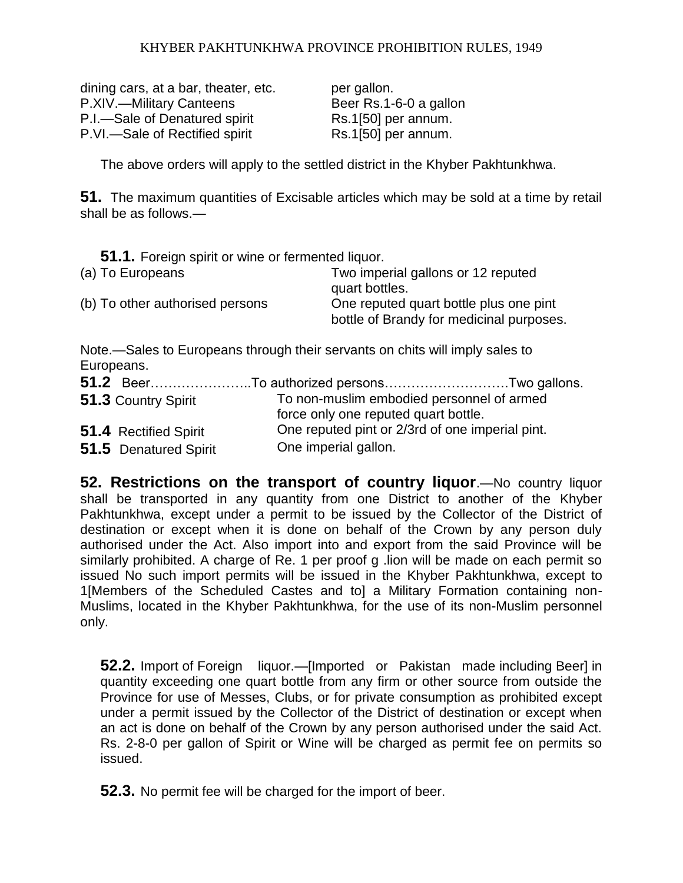| | |
|---|---|
| dining cars, at a bar, theater, etc. | per gallon. |
| P.XIV.—Military Canteens | Beer Rs.1-6-0 a gallon |
| P.I.—Sale of Denatured spirit | Rs.1[50] per annum. |
| P.VI.—Sale of Rectified spirit | Rs.1[50] per annum. |

The above orders will apply to the settled district in the Khyber Pakhtunkhwa.

**51.** The maximum quantities of Excisable articles which may be sold at a time by retail shall be as follows.—

**51.1.** Foreign spirit or wine or fermented liquor.

| | |
|---|---|
| (a) To Europeans | Two imperial gallons or 12 reputed quart bottles. |
| (b) To other authorised persons | One reputed quart bottle plus one pint bottle of Brandy for medicinal purposes. |

Note.—Sales to Europeans through their servants on chits will imply sales to Europeans.

**51.2** Beer…………………..To authorized persons……………………….Two gallons.

| | |
|---|---|
| **51.3** Country Spirit | To non-muslim embodied personnel of armed force only one reputed quart bottle. |
| **51.4** Rectified Spirit | One reputed pint or 2/3rd of one imperial pint. |
| **51.5** Denatured Spirit | One imperial gallon. |

**52. Restrictions on the transport of country liquor**.—No country liquor shall be transported in any quantity from one District to another of the Khyber Pakhtunkhwa, except under a permit to be issued by the Collector of the District of destination or except when it is done on behalf of the Crown by any person duly authorised under the Act. Also import into and export from the said Province will be similarly prohibited. A charge of Re. 1 per proof g .lion will be made on each permit so issued No such import permits will be issued in the Khyber Pakhtunkhwa, except to 1[Members of the Scheduled Castes and to] a Military Formation containing non-Muslims, located in the Khyber Pakhtunkhwa, for the use of its non-Muslim personnel only.

**52.2.** Import of Foreign liquor.—[Imported or Pakistan made including Beer] in quantity exceeding one quart bottle from any firm or other source from outside the Province for use of Messes, Clubs, or for private consumption as prohibited except under a permit issued by the Collector of the District of destination or except when an act is done on behalf of the Crown by any person authorised under the said Act. Rs. 2-8-0 per gallon of Spirit or Wine will be charged as permit fee on permits so issued.

**52.3.** No permit fee will be charged for the import of beer.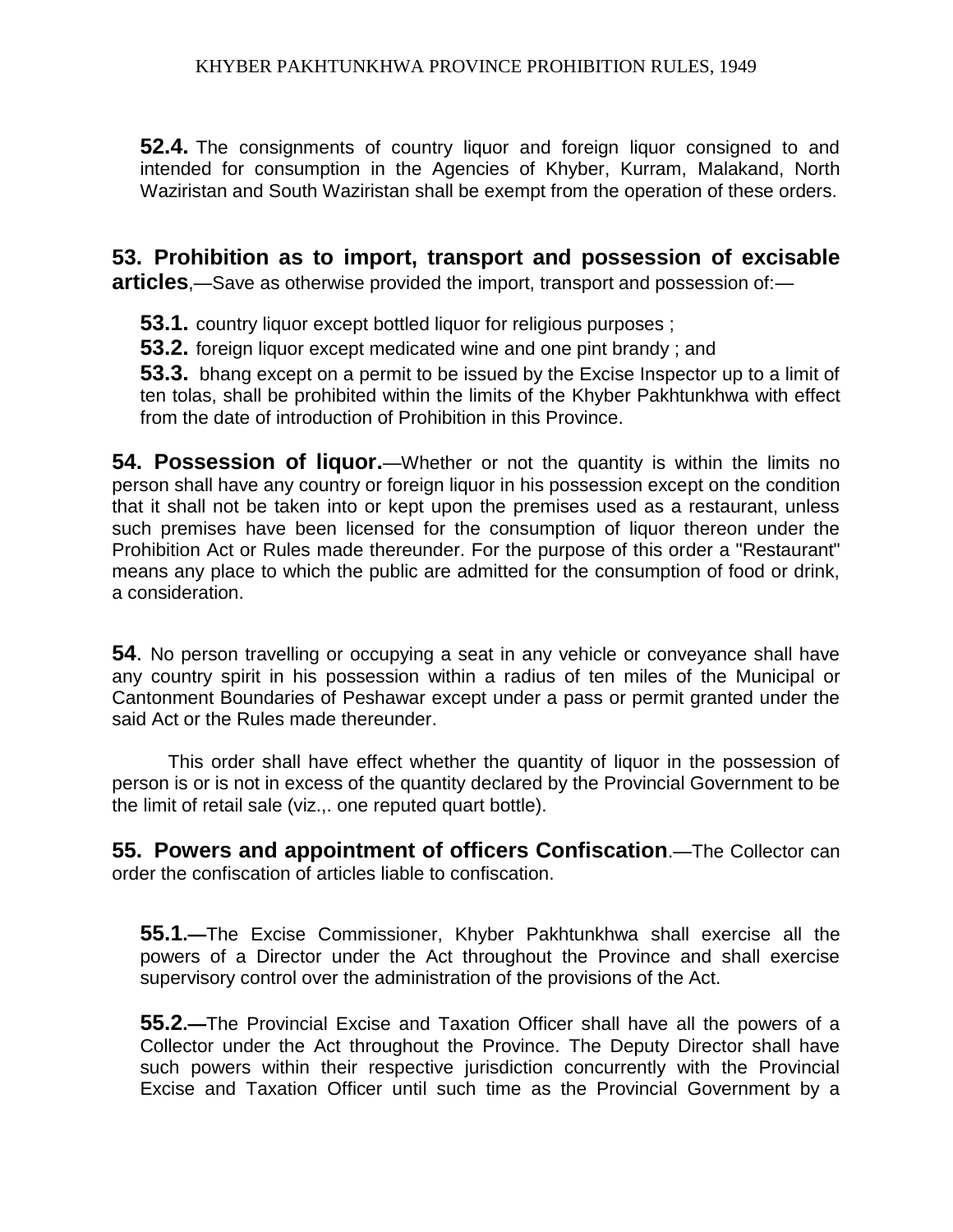**52.4.** The consignments of country liquor and foreign liquor consigned to and intended for consumption in the Agencies of Khyber, Kurram, Malakand, North Waziristan and South Waziristan shall be exempt from the operation of these orders.

**53. Prohibition as to import, transport and possession of excisable articles**,—Save as otherwise provided the import, transport and possession of:—

**53.1.** country liquor except bottled liquor for religious purposes ;

**53.2.** foreign liquor except medicated wine and one pint brandy ; and

**53.3.** bhang except on a permit to be issued by the Excise Inspector up to a limit of ten tolas, shall be prohibited within the limits of the Khyber Pakhtunkhwa with effect from the date of introduction of Prohibition in this Province.

**54. Possession of liquor.**—Whether or not the quantity is within the limits no person shall have any country or foreign liquor in his possession except on the condition that it shall not be taken into or kept upon the premises used as a restaurant, unless such premises have been licensed for the consumption of liquor thereon under the Prohibition Act or Rules made thereunder. For the purpose of this order a "Restaurant" means any place to which the public are admitted for the consumption of food or drink, a consideration.

**54**. No person travelling or occupying a seat in any vehicle or conveyance shall have any country spirit in his possession within a radius of ten miles of the Municipal or Cantonment Boundaries of Peshawar except under a pass or permit granted under the said Act or the Rules made thereunder.

This order shall have effect whether the quantity of liquor in the possession of person is or is not in excess of the quantity declared by the Provincial Government to be the limit of retail sale (viz.,. one reputed quart bottle).

**55. Powers and appointment of officers Confiscation**.—The Collector can order the confiscation of articles liable to confiscation.

**55.1.—**The Excise Commissioner, Khyber Pakhtunkhwa shall exercise all the powers of a Director under the Act throughout the Province and shall exercise supervisory control over the administration of the provisions of the Act.

**55.2.—**The Provincial Excise and Taxation Officer shall have all the powers of a Collector under the Act throughout the Province. The Deputy Director shall have such powers within their respective jurisdiction concurrently with the Provincial Excise and Taxation Officer until such time as the Provincial Government by a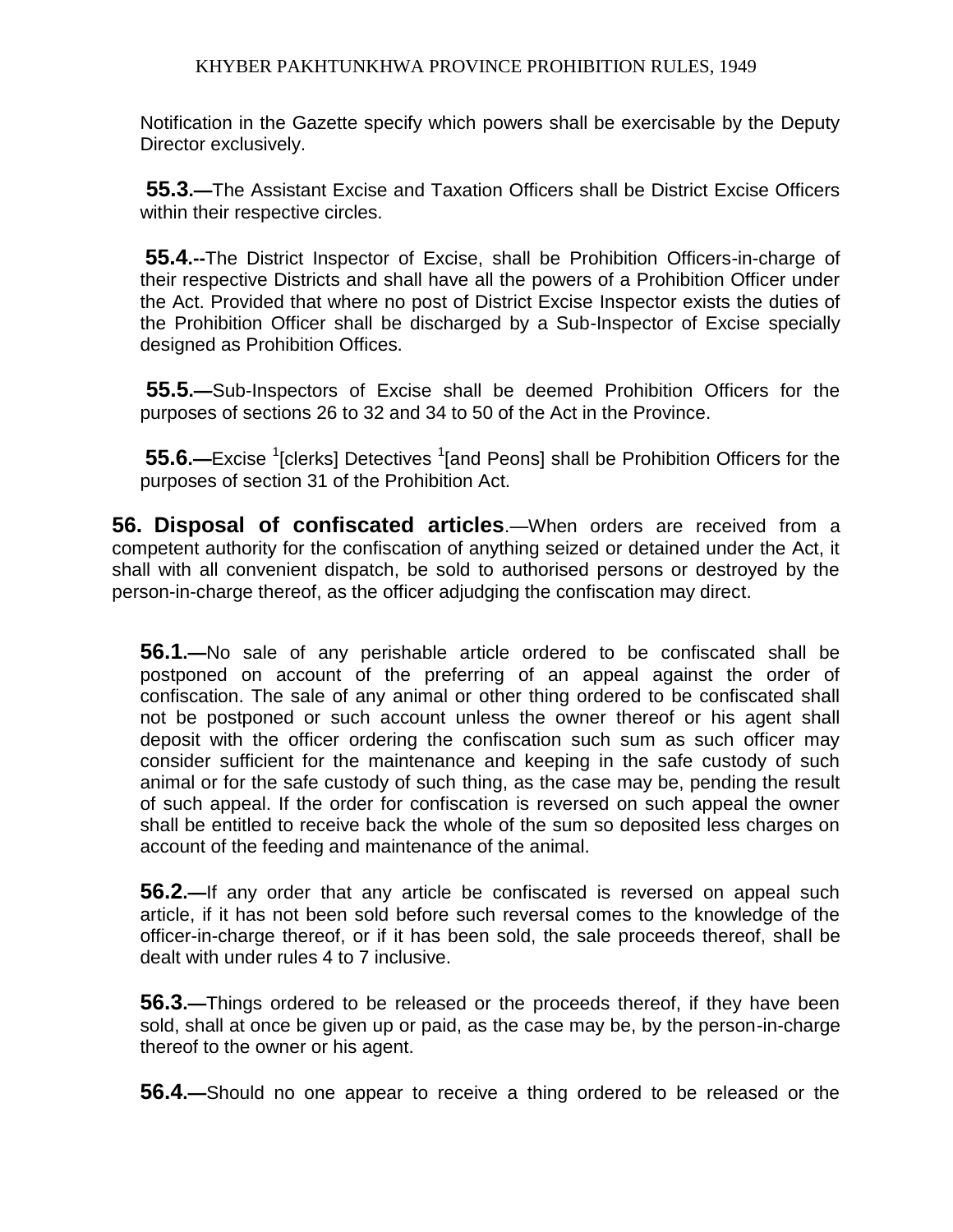Notification in the Gazette specify which powers shall be exercisable by the Deputy Director exclusively.

**55.3.—**The Assistant Excise and Taxation Officers shall be District Excise Officers within their respective circles.

**55.4.--**The District Inspector of Excise, shall be Prohibition Officers-in-charge of their respective Districts and shall have all the powers of a Prohibition Officer under the Act. Provided that where no post of District Excise Inspector exists the duties of the Prohibition Officer shall be discharged by a Sub-Inspector of Excise specially designed as Prohibition Offices.

**55.5.—**Sub-Inspectors of Excise shall be deemed Prohibition Officers for the purposes of sections 26 to 32 and 34 to 50 of the Act in the Province.

**55.6.—**Excise [1][clerks] Detectives [1][and Peons] shall be Prohibition Officers for the purposes of section 31 of the Prohibition Act.

**56. Disposal of confiscated articles**.—When orders are received from a competent authority for the confiscation of anything seized or detained under the Act, it shall with all convenient dispatch, be sold to authorised persons or destroyed by the person-in-charge thereof, as the officer adjudging the confiscation may direct.

**56.1.—**No sale of any perishable article ordered to be confiscated shall be postponed on account of the preferring of an appeal against the order of confiscation. The sale of any animal or other thing ordered to be confiscated shall not be postponed or such account unless the owner thereof or his agent shall deposit with the officer ordering the confiscation such sum as such officer may consider sufficient for the maintenance and keeping in the safe custody of such animal or for the safe custody of such thing, as the case may be, pending the result of such appeal. If the order for confiscation is reversed on such appeal the owner shall be entitled to receive back the whole of the sum so deposited less charges on account of the feeding and maintenance of the animal.

**56.2.—**If any order that any article be confiscated is reversed on appeal such article, if it has not been sold before such reversal comes to the knowledge of the officer-in-charge thereof, or if it has been sold, the sale proceeds thereof, shall be dealt with under rules 4 to 7 inclusive.

**56.3.—**Things ordered to be released or the proceeds thereof, if they have been sold, shall at once be given up or paid, as the case may be, by the person-in-charge thereof to the owner or his agent.

**56.4.—**Should no one appear to receive a thing ordered to be released or the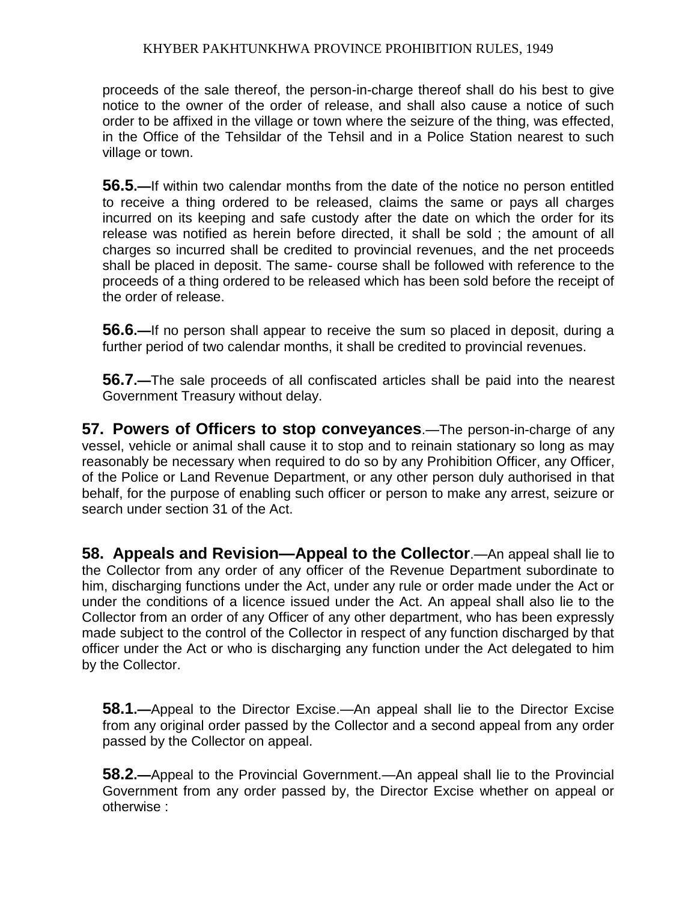proceeds of the sale thereof, the person-in-charge thereof shall do his best to give notice to the owner of the order of release, and shall also cause a notice of such order to be affixed in the village or town where the seizure of the thing, was effected, in the Office of the Tehsildar of the Tehsil and in a Police Station nearest to such village or town.

**56.5.—**If within two calendar months from the date of the notice no person entitled to receive a thing ordered to be released, claims the same or pays all charges incurred on its keeping and safe custody after the date on which the order for its release was notified as herein before directed, it shall be sold ; the amount of all charges so incurred shall be credited to provincial revenues, and the net proceeds shall be placed in deposit. The same- course shall be followed with reference to the proceeds of a thing ordered to be released which has been sold before the receipt of the order of release.

**56.6.—**If no person shall appear to receive the sum so placed in deposit, during a further period of two calendar months, it shall be credited to provincial revenues.

**56.7.—**The sale proceeds of all confiscated articles shall be paid into the nearest Government Treasury without delay.

**57. Powers of Officers to stop conveyances**.—The person-in-charge of any vessel, vehicle or animal shall cause it to stop and to reinain stationary so long as may reasonably be necessary when required to do so by any Prohibition Officer, any Officer, of the Police or Land Revenue Department, or any other person duly authorised in that behalf, for the purpose of enabling such officer or person to make any arrest, seizure or search under section 31 of the Act.

**58. Appeals and Revision—Appeal to the Collector**.—An appeal shall lie to the Collector from any order of any officer of the Revenue Department subordinate to him, discharging functions under the Act, under any rule or order made under the Act or under the conditions of a licence issued under the Act. An appeal shall also lie to the Collector from an order of any Officer of any other department, who has been expressly made subject to the control of the Collector in respect of any function discharged by that officer under the Act or who is discharging any function under the Act delegated to him by the Collector.

**58.1.—**Appeal to the Director Excise.—An appeal shall lie to the Director Excise from any original order passed by the Collector and a second appeal from any order passed by the Collector on appeal.

**58.2.—**Appeal to the Provincial Government.—An appeal shall lie to the Provincial Government from any order passed by, the Director Excise whether on appeal or otherwise :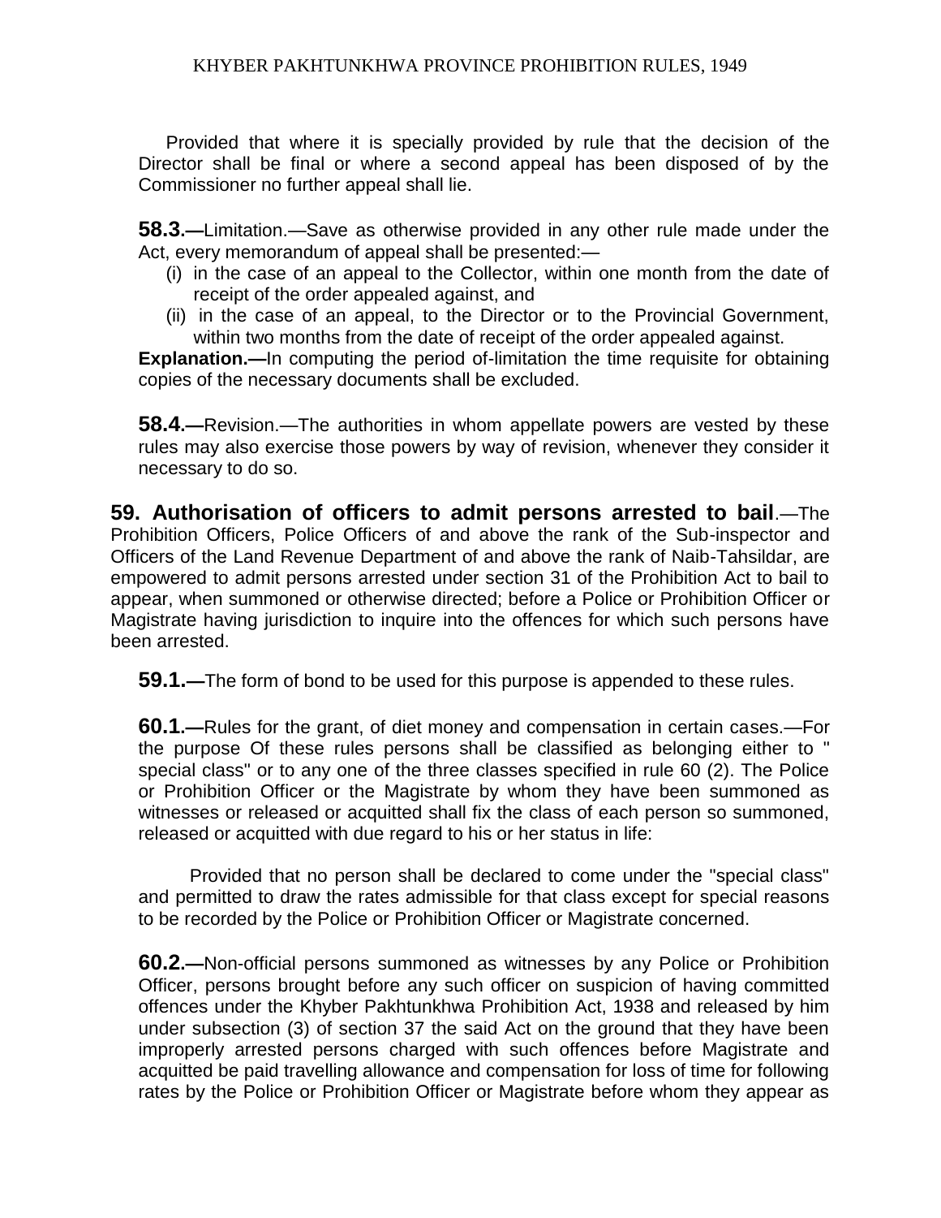Provided that where it is specially provided by rule that the decision of the Director shall be final or where a second appeal has been disposed of by the Commissioner no further appeal shall lie.

**58.3.—**Limitation.—Save as otherwise provided in any other rule made under the Act, every memorandum of appeal shall be presented:—

(i) in the case of an appeal to the Collector, within one month from the date of receipt of the order appealed against, and

(ii) in the case of an appeal, to the Director or to the Provincial Government, within two months from the date of receipt of the order appealed against.

**Explanation.—**In computing the period of-limitation the time requisite for obtaining copies of the necessary documents shall be excluded.

**58.4.—**Revision.—The authorities in whom appellate powers are vested by these rules may also exercise those powers by way of revision, whenever they consider it necessary to do so.

**59. Authorisation of officers to admit persons arrested to bail**.—The Prohibition Officers, Police Officers of and above the rank of the Sub-inspector and Officers of the Land Revenue Department of and above the rank of Naib-Tahsildar, are empowered to admit persons arrested under section 31 of the Prohibition Act to bail to appear, when summoned or otherwise directed; before a Police or Prohibition Officer or Magistrate having jurisdiction to inquire into the offences for which such persons have been arrested.

**59.1.—**The form of bond to be used for this purpose is appended to these rules.

**60.1.—**Rules for the grant, of diet money and compensation in certain cases.—For the purpose Of these rules persons shall be classified as belonging either to " special class" or to any one of the three classes specified in rule 60 (2). The Police or Prohibition Officer or the Magistrate by whom they have been summoned as witnesses or released or acquitted shall fix the class of each person so summoned, released or acquitted with due regard to his or her status in life:

Provided that no person shall be declared to come under the "special class" and permitted to draw the rates admissible for that class except for special reasons to be recorded by the Police or Prohibition Officer or Magistrate concerned.

**60.2.—**Non-official persons summoned as witnesses by any Police or Prohibition Officer, persons brought before any such officer on suspicion of having committed offences under the Khyber Pakhtunkhwa Prohibition Act, 1938 and released by him under subsection (3) of section 37 the said Act on the ground that they have been improperly arrested persons charged with such offences before Magistrate and acquitted be paid travelling allowance and compensation for loss of time for following rates by the Police or Prohibition Officer or Magistrate before whom they appear as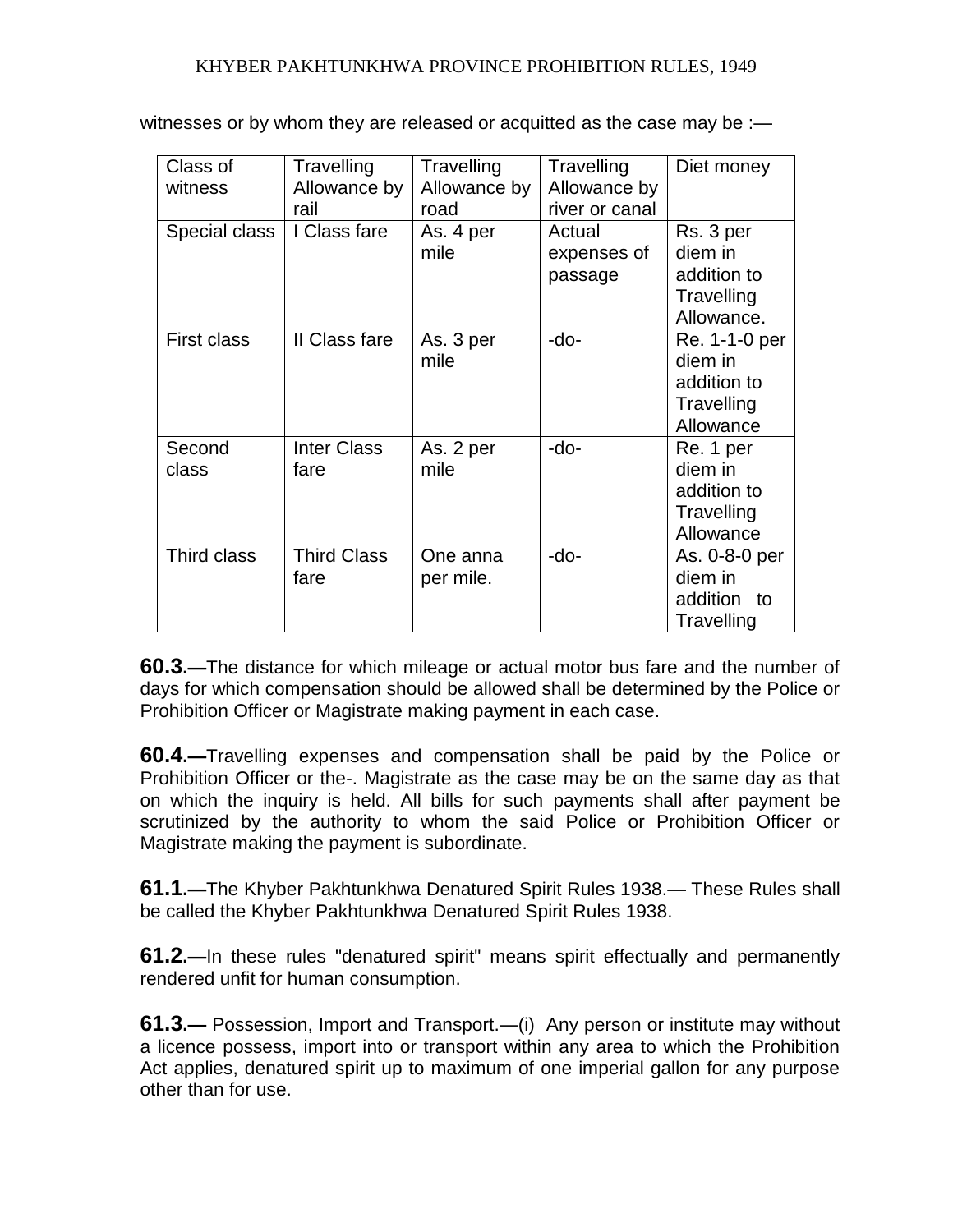witnesses or by whom they are released or acquitted as the case may be :—

| Class of witness | Travelling Allowance by rail | Travelling Allowance by road | Travelling Allowance by river or canal | Diet money |
|---|---|---|---|---|
| Special class | I Class fare | As. 4 per mile | Actual expenses of passage | Rs. 3 per diem in addition to Travelling Allowance. |
| First class | II Class fare | As. 3 per mile | -do- | Re. 1-1-0 per diem in addition to Travelling Allowance |
| Second class | Inter Class fare | As. 2 per mile | -do- | Re. 1 per diem in addition to Travelling Allowance |
| Third class | Third Class fare | One anna per mile. | -do- | As. 0-8-0 per diem in addition to Travelling |

**60.3.—**The distance for which mileage or actual motor bus fare and the number of days for which compensation should be allowed shall be determined by the Police or Prohibition Officer or Magistrate making payment in each case.

**60.4.—**Travelling expenses and compensation shall be paid by the Police or Prohibition Officer or the-. Magistrate as the case may be on the same day as that on which the inquiry is held. All bills for such payments shall after payment be scrutinized by the authority to whom the said Police or Prohibition Officer or Magistrate making the payment is subordinate.

**61.1.—**The Khyber Pakhtunkhwa Denatured Spirit Rules 1938.— These Rules shall be called the Khyber Pakhtunkhwa Denatured Spirit Rules 1938.

**61.2.—**In these rules "denatured spirit" means spirit effectually and permanently rendered unfit for human consumption.

**61.3.—** Possession, Import and Transport.—(i) Any person or institute may without a licence possess, import into or transport within any area to which the Prohibition Act applies, denatured spirit up to maximum of one imperial gallon for any purpose other than for use.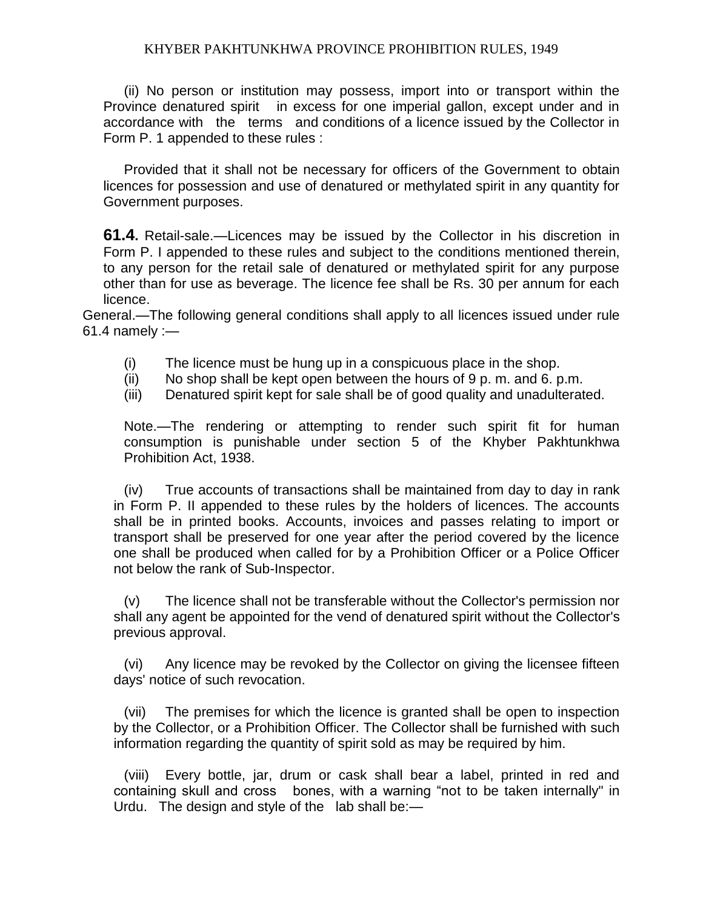(ii) No person or institution may possess, import into or transport within the Province denatured spirit in excess for one imperial gallon, except under and in accordance with the terms and conditions of a licence issued by the Collector in Form P. 1 appended to these rules :

Provided that it shall not be necessary for officers of the Government to obtain licences for possession and use of denatured or methylated spirit in any quantity for Government purposes.

**61.4.** Retail-sale.—Licences may be issued by the Collector in his discretion in Form P. I appended to these rules and subject to the conditions mentioned therein, to any person for the retail sale of denatured or methylated spirit for any purpose other than for use as beverage. The licence fee shall be Rs. 30 per annum for each licence.

General.—The following general conditions shall apply to all licences issued under rule 61.4 namely :—

(i) The licence must be hung up in a conspicuous place in the shop.
(ii) No shop shall be kept open between the hours of 9 p. m. and 6. p.m.
(iii) Denatured spirit kept for sale shall be of good quality and unadulterated.

Note.—The rendering or attempting to render such spirit fit for human consumption is punishable under section 5 of the Khyber Pakhtunkhwa Prohibition Act, 1938.

(iv) True accounts of transactions shall be maintained from day to day in rank in Form P. II appended to these rules by the holders of licences. The accounts shall be in printed books. Accounts, invoices and passes relating to import or transport shall be preserved for one year after the period covered by the licence one shall be produced when called for by a Prohibition Officer or a Police Officer not below the rank of Sub-Inspector.

(v) The licence shall not be transferable without the Collector's permission nor shall any agent be appointed for the vend of denatured spirit without the Collector's previous approval.

(vi) Any licence may be revoked by the Collector on giving the licensee fifteen days' notice of such revocation.

(vii) The premises for which the licence is granted shall be open to inspection by the Collector, or a Prohibition Officer. The Collector shall be furnished with such information regarding the quantity of spirit sold as may be required by him.

(viii) Every bottle, jar, drum or cask shall bear a label, printed in red and containing skull and cross bones, with a warning "not to be taken internally" in Urdu. The design and style of the lab shall be:—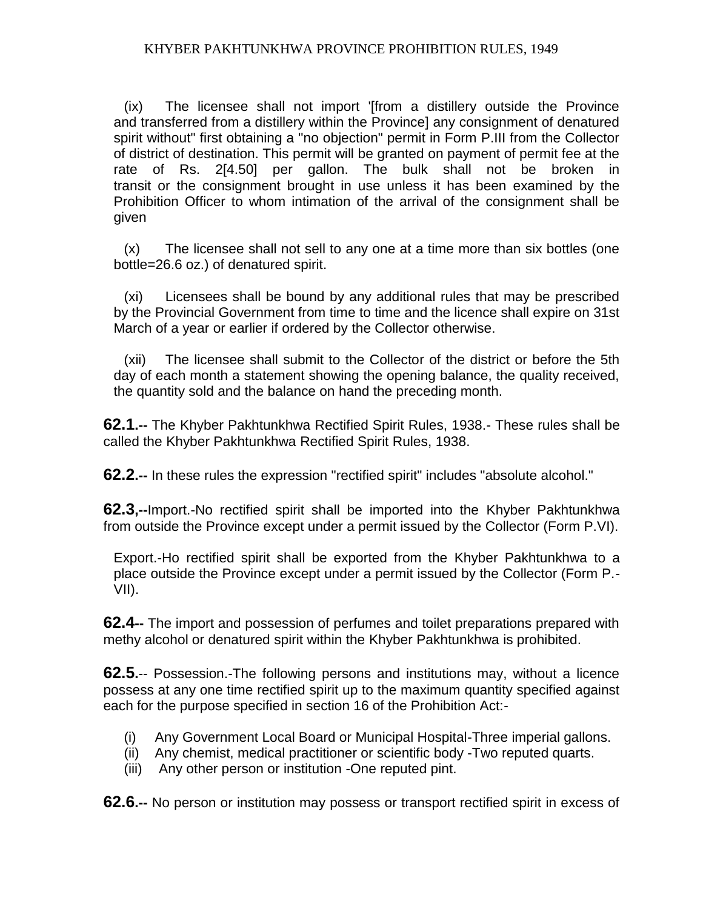(ix) The licensee shall not import '[from a distillery outside the Province and transferred from a distillery within the Province] any consignment of denatured spirit without" first obtaining a "no objection" permit in Form P.III from the Collector of district of destination. This permit will be granted on payment of permit fee at the rate of Rs. 2[4.50] per gallon. The bulk shall not be broken in transit or the consignment brought in use unless it has been examined by the Prohibition Officer to whom intimation of the arrival of the consignment shall be given

(x) The licensee shall not sell to any one at a time more than six bottles (one bottle=26.6 oz.) of denatured spirit.

(xi) Licensees shall be bound by any additional rules that may be prescribed by the Provincial Government from time to time and the licence shall expire on 31st March of a year or earlier if ordered by the Collector otherwise.

(xii) The licensee shall submit to the Collector of the district or before the 5th day of each month a statement showing the opening balance, the quality received, the quantity sold and the balance on hand the preceding month.

**62.1.--** The Khyber Pakhtunkhwa Rectified Spirit Rules, 1938.- These rules shall be called the Khyber Pakhtunkhwa Rectified Spirit Rules, 1938.

**62.2.--** In these rules the expression "rectified spirit" includes "absolute alcohol."

**62.3,--**Import.-No rectified spirit shall be imported into the Khyber Pakhtunkhwa from outside the Province except under a permit issued by the Collector (Form P.VI).

Export.-Ho rectified spirit shall be exported from the Khyber Pakhtunkhwa to a place outside the Province except under a permit issued by the Collector (Form P.-VII).

**62.4--** The import and possession of perfumes and toilet preparations prepared with methy alcohol or denatured spirit within the Khyber Pakhtunkhwa is prohibited.

**62.5**.-- Possession.-The following persons and institutions may, without a licence possess at any one time rectified spirit up to the maximum quantity specified against each for the purpose specified in section 16 of the Prohibition Act:-

(i) Any Government Local Board or Municipal Hospital-Three imperial gallons.
(ii) Any chemist, medical practitioner or scientific body -Two reputed quarts.
(iii) Any other person or institution -One reputed pint.

**62.6.--** No person or institution may possess or transport rectified spirit in excess of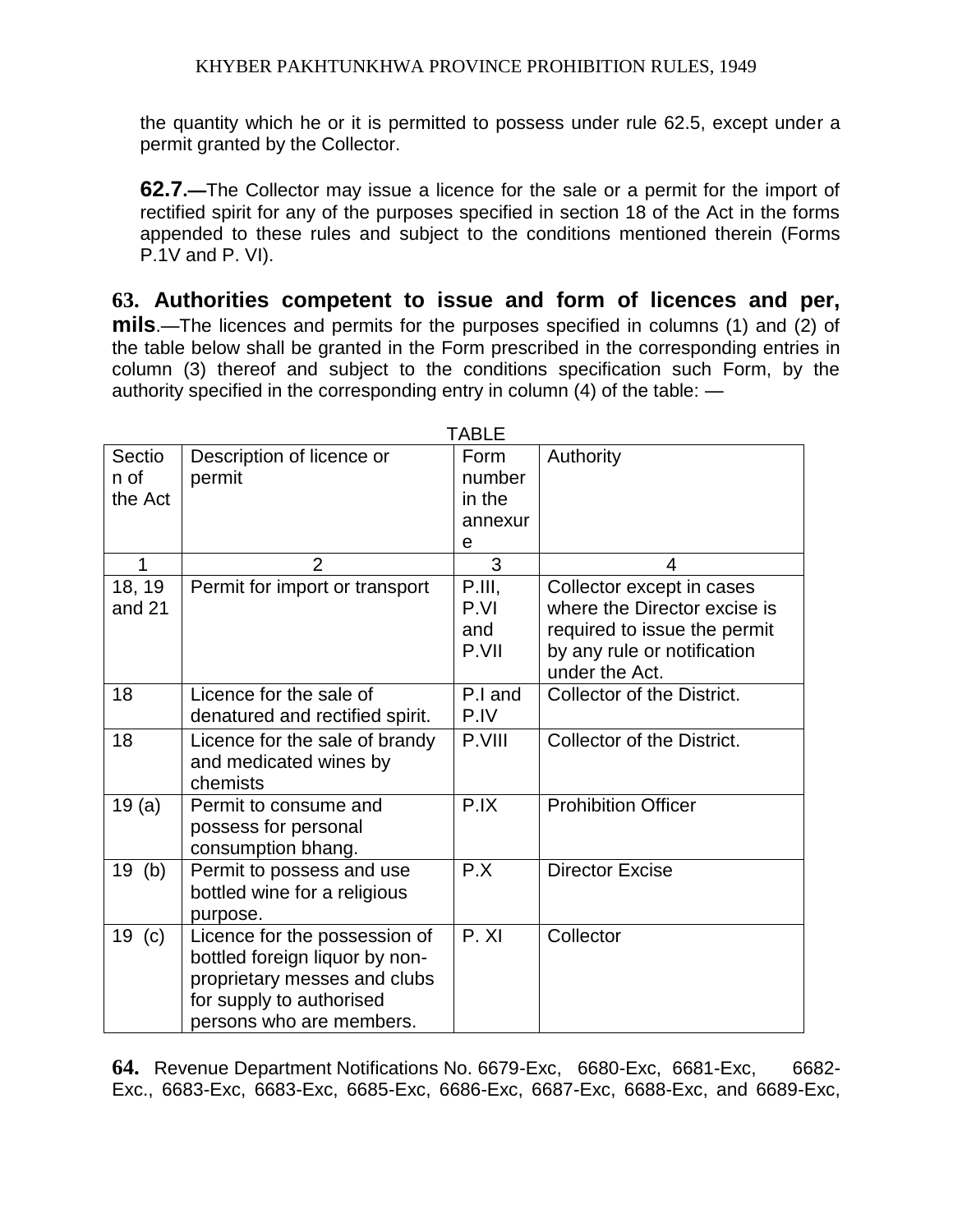the quantity which he or it is permitted to possess under rule 62.5, except under a permit granted by the Collector.

**62.7.—**The Collector may issue a licence for the sale or a permit for the import of rectified spirit for any of the purposes specified in section 18 of the Act in the forms appended to these rules and subject to the conditions mentioned therein (Forms P.1V and P. VI).

**63. Authorities competent to issue and form of licences and per, mils**.—The licences and permits for the purposes specified in columns (1) and (2) of the table below shall be granted in the Form prescribed in the corresponding entries in column (3) thereof and subject to the conditions specification such Form, by the authority specified in the corresponding entry in column (4) of the table: —

TABLE

| Section of the Act | Description of licence or permit | Form number in the annexure | Authority |
|---|---|---|---|
| 1 | 2 | 3 | 4 |
| 18, 19 and 21 | Permit for import or transport | P.III, P.VI and P.VII | Collector except in cases where the Director excise is required to issue the permit by any rule or notification under the Act. |
| 18 | Licence for the sale of denatured and rectified spirit. | P.I and P.IV | Collector of the District. |
| 18 | Licence for the sale of brandy and medicated wines by chemists | P.VIII | Collector of the District. |
| 19 (a) | Permit to consume and possess for personal consumption bhang. | P.IX | Prohibition Officer |
| 19 (b) | Permit to possess and use bottled wine for a religious purpose. | P.X | Director Excise |
| 19 (c) | Licence for the possession of bottled foreign liquor by non-proprietary messes and clubs for supply to authorised persons who are members. | P. XI | Collector |

**64.** Revenue Department Notifications No. 6679-Exc, 6680-Exc, 6681-Exc, 6682-Exc., 6683-Exc, 6683-Exc, 6685-Exc, 6686-Exc, 6687-Exc, 6688-Exc, and 6689-Exc,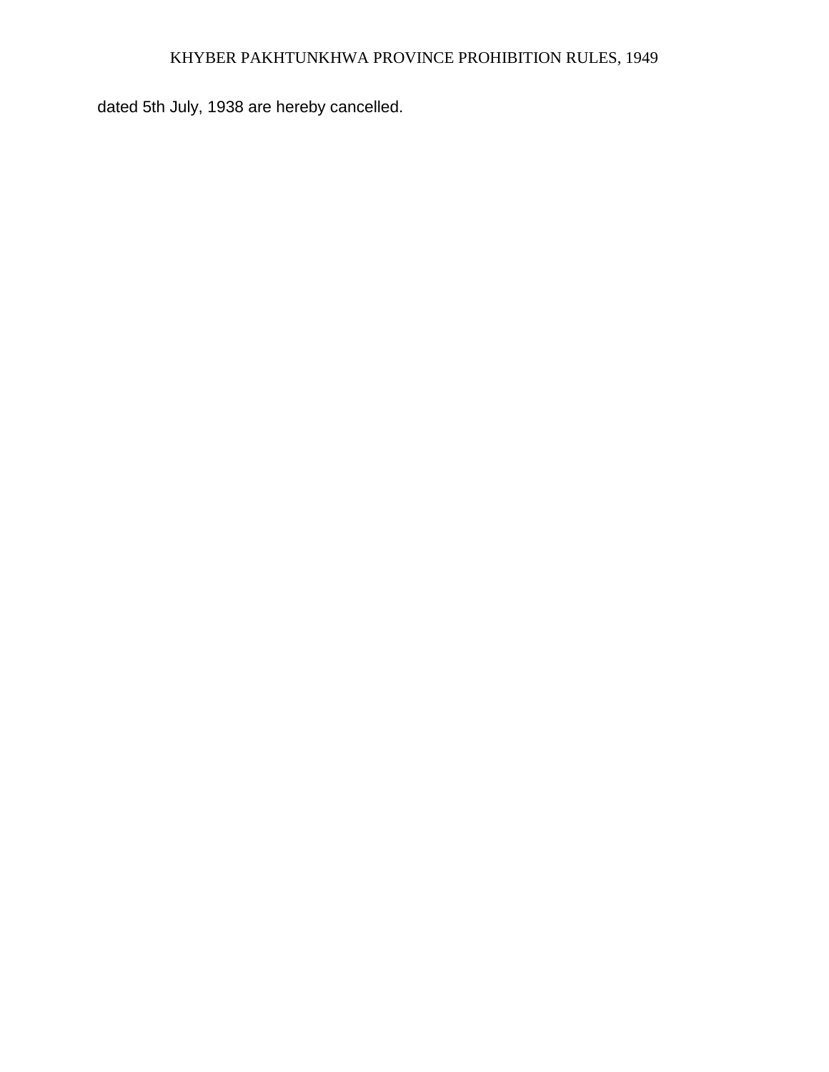dated 5th July, 1938 are hereby cancelled.